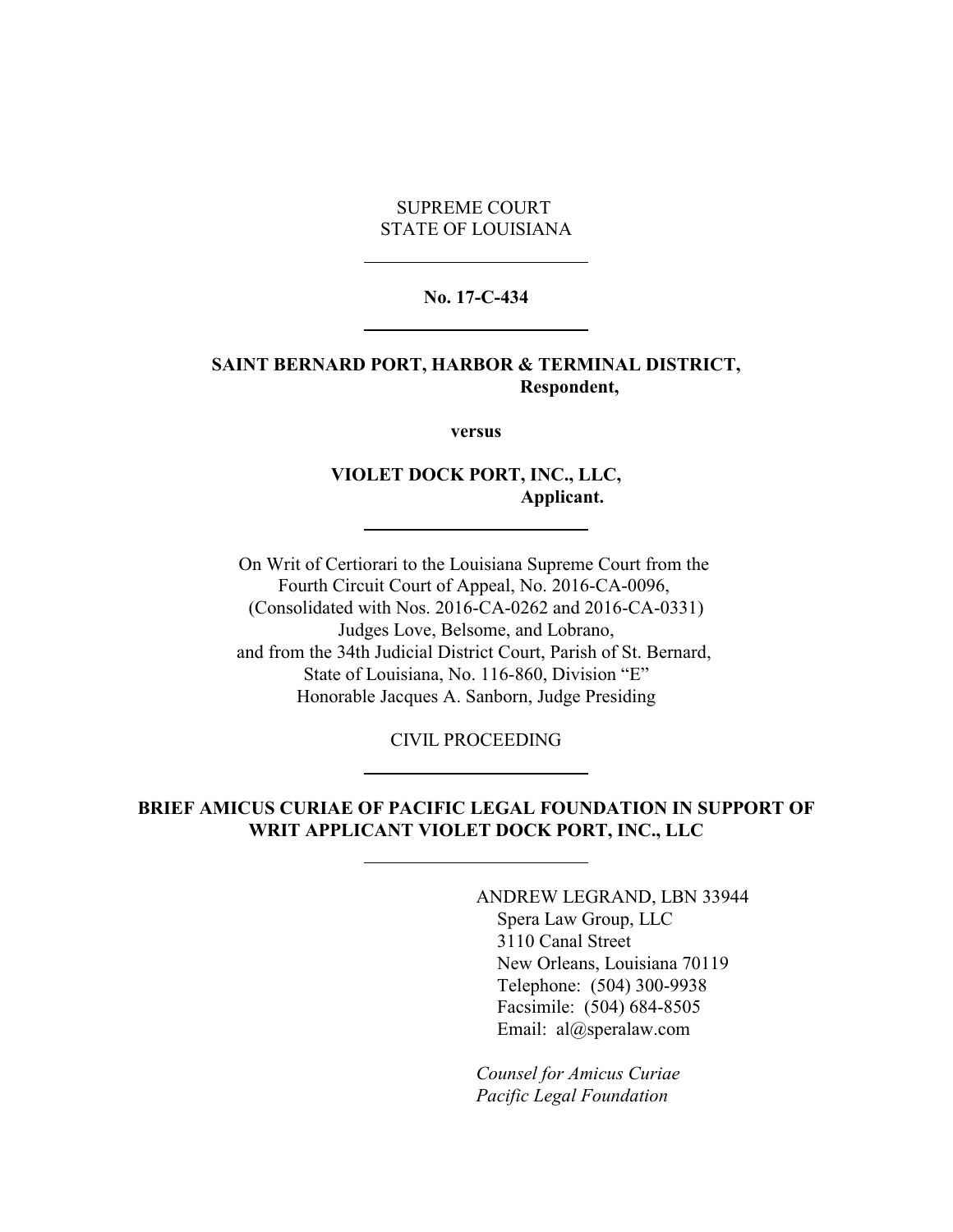SUPREME COURT
STATE OF LOUISIANA

---

**No. 17-C-434**

---

**SAINT BERNARD PORT, HARBOR & TERMINAL DISTRICT,**
**Respondent,**

**versus**

**VIOLET DOCK PORT, INC., LLC,**
**Applicant.**

---

On Writ of Certiorari to the Louisiana Supreme Court from the
Fourth Circuit Court of Appeal, No. 2016-CA-0096,
(Consolidated with Nos. 2016-CA-0262 and 2016-CA-0331)
Judges Love, Belsome, and Lobrano,
and from the 34th Judicial District Court, Parish of St. Bernard,
State of Louisiana, No. 116-860, Division "E"
Honorable Jacques A. Sanborn, Judge Presiding

CIVIL PROCEEDING

---

**BRIEF AMICUS CURIAE OF PACIFIC LEGAL FOUNDATION IN SUPPORT OF WRIT APPLICANT VIOLET DOCK PORT, INC., LLC**

---

ANDREW LEGRAND, LBN 33944
Spera Law Group, LLC
3110 Canal Street
New Orleans, Louisiana 70119
Telephone: (504) 300-9938
Facsimile: (504) 684-8505
Email: al@speralaw.com

*Counsel for Amicus Curiae*
*Pacific Legal Foundation*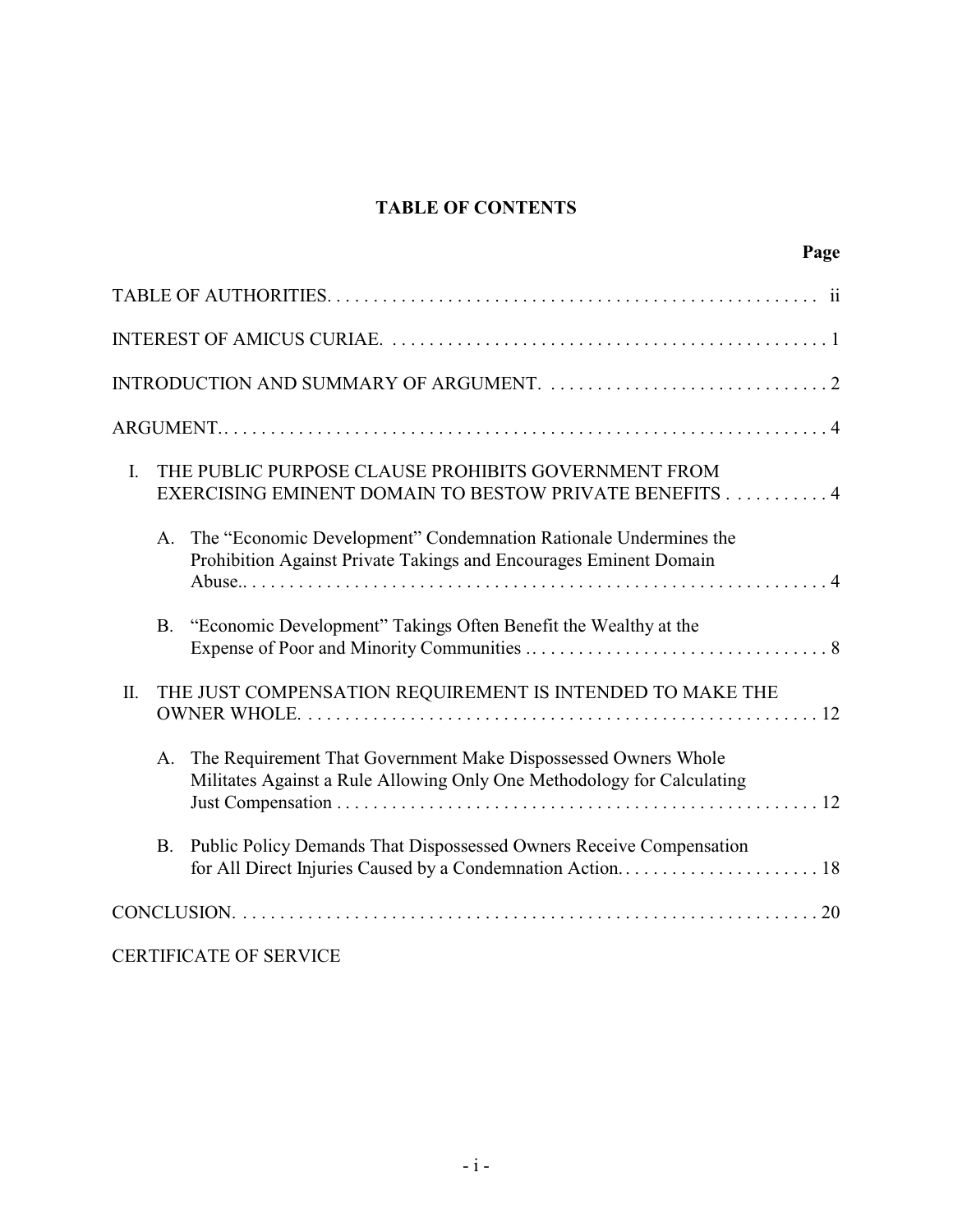# TABLE OF CONTENTS

| | Page |
|---|---|
| TABLE OF AUTHORITIES | ii |
| INTEREST OF AMICUS CURIAE | 1 |
| INTRODUCTION AND SUMMARY OF ARGUMENT | 2 |
| ARGUMENT | 4 |
| I. THE PUBLIC PURPOSE CLAUSE PROHIBITS GOVERNMENT FROM EXERCISING EMINENT DOMAIN TO BESTOW PRIVATE BENEFITS | 4 |
| A. The "Economic Development" Condemnation Rationale Undermines the Prohibition Against Private Takings and Encourages Eminent Domain Abuse | 4 |
| B. "Economic Development" Takings Often Benefit the Wealthy at the Expense of Poor and Minority Communities | 8 |
| II. THE JUST COMPENSATION REQUIREMENT IS INTENDED TO MAKE THE OWNER WHOLE | 12 |
| A. The Requirement That Government Make Dispossessed Owners Whole Militates Against a Rule Allowing Only One Methodology for Calculating Just Compensation | 12 |
| B. Public Policy Demands That Dispossessed Owners Receive Compensation for All Direct Injuries Caused by a Condemnation Action | 18 |
| CONCLUSION | 20 |
| CERTIFICATE OF SERVICE | |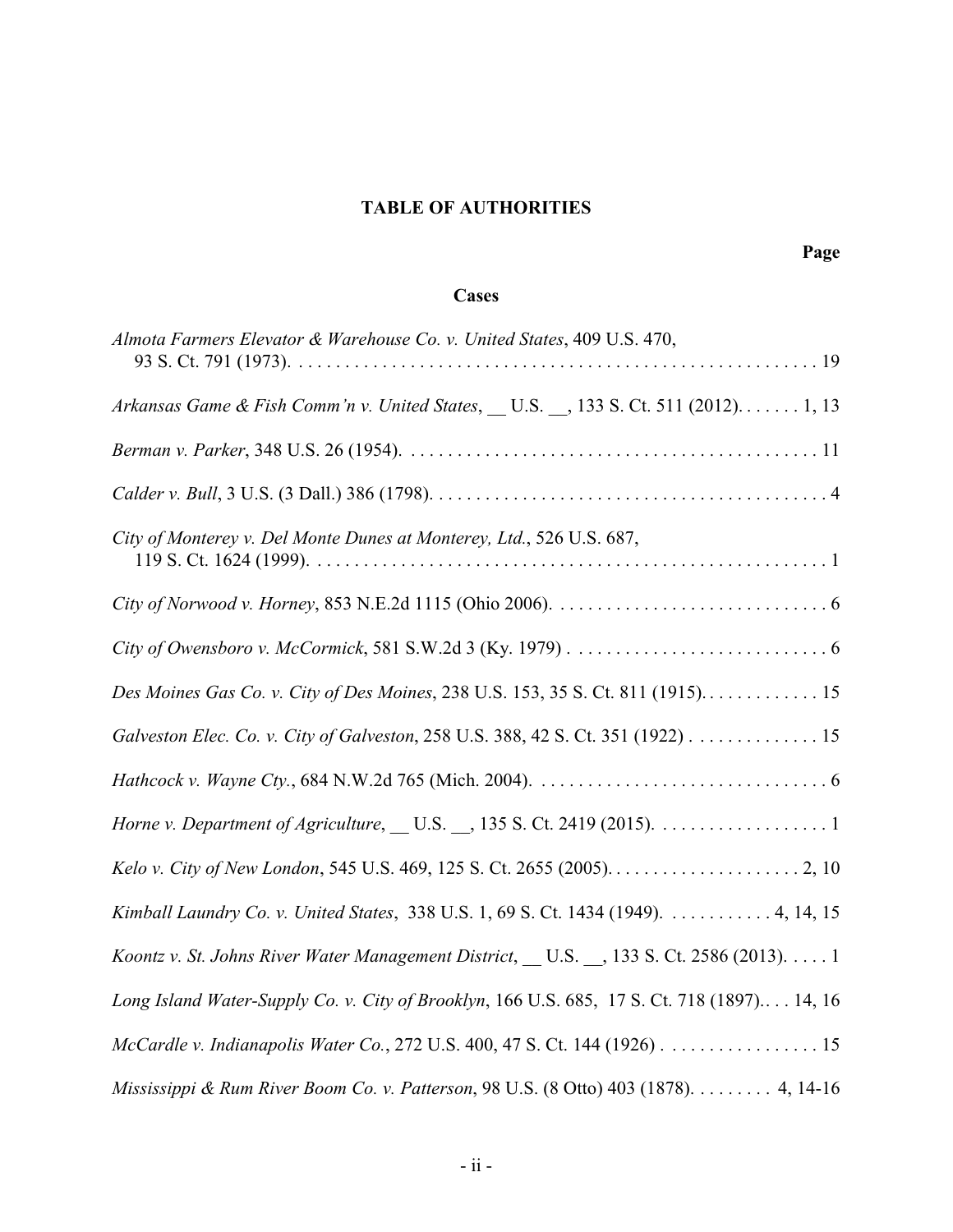## TABLE OF AUTHORITIES

**Page**

### Cases

*Almota Farmers Elevator & Warehouse Co. v. United States*, 409 U.S. 470, 93 S. Ct. 791 (1973). . . . . . . . . . . . . . . . . . . . . . . . . . . . . . . . . . . . . . . . . . . . . . . . . . . . . 19

*Arkansas Game & Fish Comm'n v. United States*, __ U.S. __, 133 S. Ct. 511 (2012). . . . . . . 1, 13

*Berman v. Parker*, 348 U.S. 26 (1954). . . . . . . . . . . . . . . . . . . . . . . . . . . . . . . . . . . . . . . . . . . . 11

*Calder v. Bull*, 3 U.S. (3 Dall.) 386 (1798). . . . . . . . . . . . . . . . . . . . . . . . . . . . . . . . . . . . . . . . . . 4

*City of Monterey v. Del Monte Dunes at Monterey, Ltd.*, 526 U.S. 687, 119 S. Ct. 1624 (1999). . . . . . . . . . . . . . . . . . . . . . . . . . . . . . . . . . . . . . . . . . . . . . . . . . . . . . . 1

*City of Norwood v. Horney*, 853 N.E.2d 1115 (Ohio 2006). . . . . . . . . . . . . . . . . . . . . . . . . . . . . . 6

*City of Owensboro v. McCormick*, 581 S.W.2d 3 (Ky. 1979) . . . . . . . . . . . . . . . . . . . . . . . . . . . . 6

*Des Moines Gas Co. v. City of Des Moines*, 238 U.S. 153, 35 S. Ct. 811 (1915). . . . . . . . . . . . . 15

*Galveston Elec. Co. v. City of Galveston*, 258 U.S. 388, 42 S. Ct. 351 (1922) . . . . . . . . . . . . . . 15

*Hathcock v. Wayne Cty.*, 684 N.W.2d 765 (Mich. 2004). . . . . . . . . . . . . . . . . . . . . . . . . . . . . . . . 6

*Horne v. Department of Agriculture*, __ U.S. __, 135 S. Ct. 2419 (2015). . . . . . . . . . . . . . . . . . . 1

*Kelo v. City of New London*, 545 U.S. 469, 125 S. Ct. 2655 (2005). . . . . . . . . . . . . . . . . . . . . 2, 10

*Kimball Laundry Co. v. United States*, 338 U.S. 1, 69 S. Ct. 1434 (1949). . . . . . . . . . . . 4, 14, 15

*Koontz v. St. Johns River Water Management District*, __ U.S. __, 133 S. Ct. 2586 (2013). . . . . 1

*Long Island Water-Supply Co. v. City of Brooklyn*, 166 U.S. 685, 17 S. Ct. 718 (1897).. . . 14, 16

*McCardle v. Indianapolis Water Co.*, 272 U.S. 400, 47 S. Ct. 144 (1926) . . . . . . . . . . . . . . . . . 15

*Mississippi & Rum River Boom Co. v. Patterson*, 98 U.S. (8 Otto) 403 (1878). . . . . . . . . 4, 14-16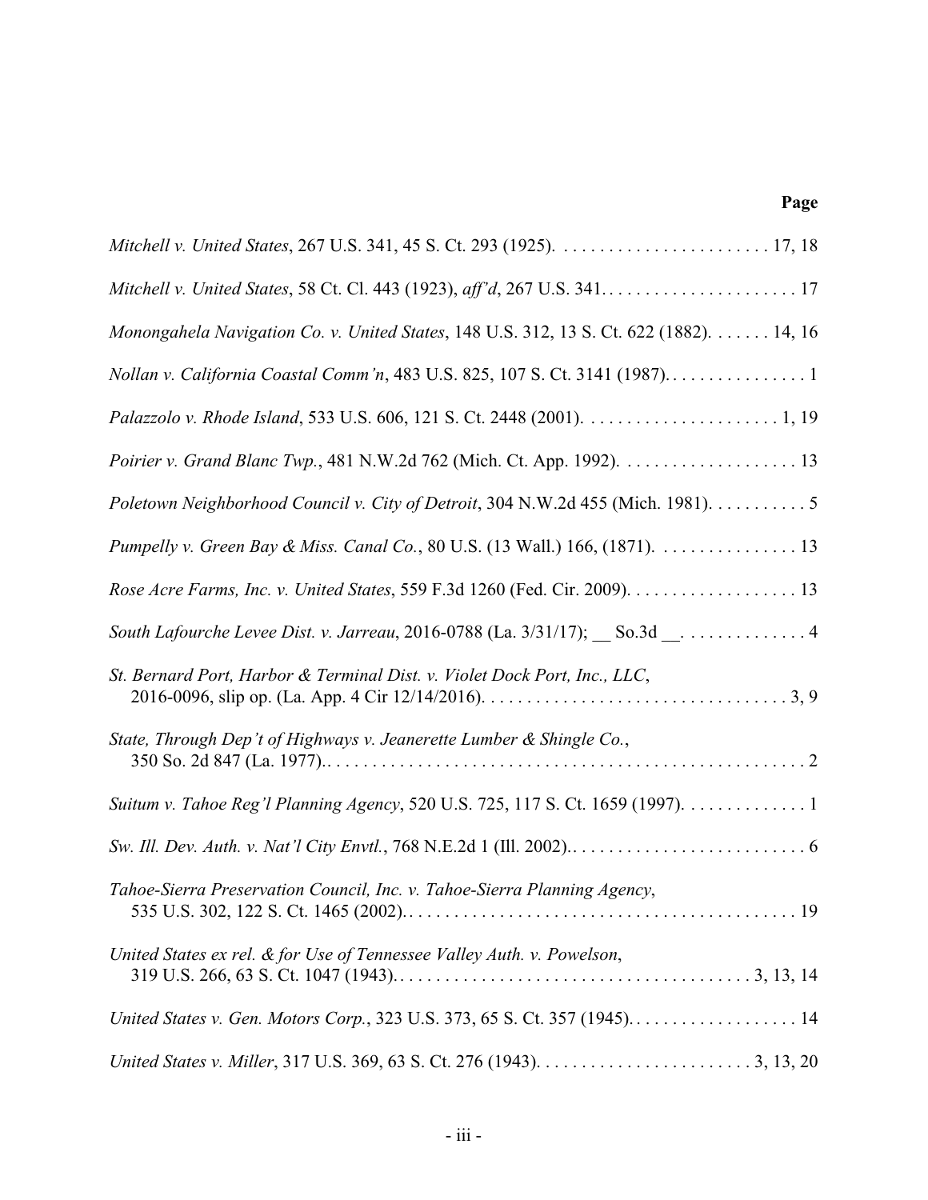**Page**

*Mitchell v. United States*, 267 U.S. 341, 45 S. Ct. 293 (1925). . . . . . . . . . . . . . . . . . . . . . . . 17, 18

*Mitchell v. United States*, 58 Ct. Cl. 443 (1923), *aff'd*, 267 U.S. 341. . . . . . . . . . . . . . . . . . . . . . 17

*Monongahela Navigation Co. v. United States*, 148 U.S. 312, 13 S. Ct. 622 (1882). . . . . . . 14, 16

*Nollan v. California Coastal Comm'n*, 483 U.S. 825, 107 S. Ct. 3141 (1987). . . . . . . . . . . . . . . . 1

*Palazzolo v. Rhode Island*, 533 U.S. 606, 121 S. Ct. 2448 (2001). . . . . . . . . . . . . . . . . . . . . . 1, 19

*Poirier v. Grand Blanc Twp.*, 481 N.W.2d 762 (Mich. Ct. App. 1992). . . . . . . . . . . . . . . . . . . . 13

*Poletown Neighborhood Council v. City of Detroit*, 304 N.W.2d 455 (Mich. 1981). . . . . . . . . . . 5

*Pumpelly v. Green Bay & Miss. Canal Co.*, 80 U.S. (13 Wall.) 166, (1871). . . . . . . . . . . . . . . . 13

*Rose Acre Farms, Inc. v. United States*, 559 F.3d 1260 (Fed. Cir. 2009). . . . . . . . . . . . . . . . . . . 13

*South Lafourche Levee Dist. v. Jarreau*, 2016-0788 (La. 3/31/17); __ So.3d __. . . . . . . . . . . . . . 4

*St. Bernard Port, Harbor & Terminal Dist. v. Violet Dock Port, Inc., LLC*, 2016-0096, slip op. (La. App. 4 Cir 12/14/2016). . . . . . . . . . . . . . . . . . . . . . . . . . . . . . . . . . 3, 9

*State, Through Dep't of Highways v. Jeanerette Lumber & Shingle Co.*, 350 So. 2d 847 (La. 1977).. . . . . . . . . . . . . . . . . . . . . . . . . . . . . . . . . . . . . . . . . . . . . . . . . . . . 2

*Suitum v. Tahoe Reg'l Planning Agency*, 520 U.S. 725, 117 S. Ct. 1659 (1997). . . . . . . . . . . . . . 1

*Sw. Ill. Dev. Auth. v. Nat'l City Envtl.*, 768 N.E.2d 1 (Ill. 2002).. . . . . . . . . . . . . . . . . . . . . . . . . . . 6

*Tahoe-Sierra Preservation Council, Inc. v. Tahoe-Sierra Planning Agency*, 535 U.S. 302, 122 S. Ct. 1465 (2002).. . . . . . . . . . . . . . . . . . . . . . . . . . . . . . . . . . . . . . . . . . . 19

*United States ex rel. & for Use of Tennessee Valley Auth. v. Powelson*, 319 U.S. 266, 63 S. Ct. 1047 (1943).. . . . . . . . . . . . . . . . . . . . . . . . . . . . . . . . . . . . . . . 3, 13, 14

*United States v. Gen. Motors Corp.*, 323 U.S. 373, 65 S. Ct. 357 (1945).. . . . . . . . . . . . . . . . . . . 14

*United States v. Miller*, 317 U.S. 369, 63 S. Ct. 276 (1943). . . . . . . . . . . . . . . . . . . . . . . . 3, 13, 20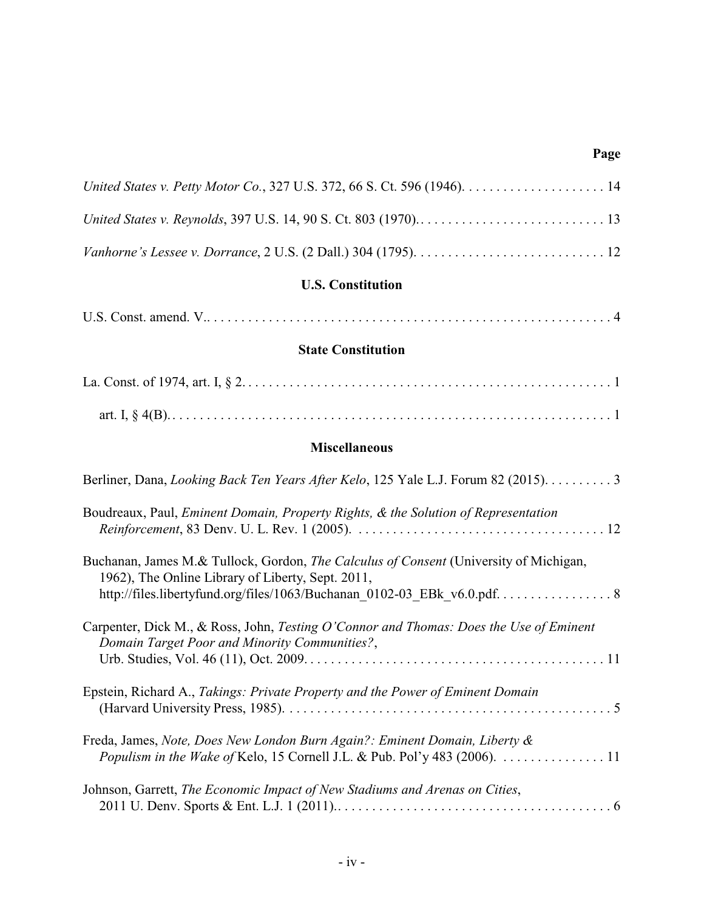**Page**

*United States v. Petty Motor Co.*, 327 U.S. 372, 66 S. Ct. 596 (1946). . . . . . . . . . . . . . . . . . . . . 14

*United States v. Reynolds*, 397 U.S. 14, 90 S. Ct. 803 (1970). . . . . . . . . . . . . . . . . . . . . . . . . . . . 13

*Vanhorne's Lessee v. Dorrance*, 2 U.S. (2 Dall.) 304 (1795). . . . . . . . . . . . . . . . . . . . . . . . . . . . 12

## U.S. Constitution

U.S. Const. amend. V.. . . . . . . . . . . . . . . . . . . . . . . . . . . . . . . . . . . . . . . . . . . . . . . . . . . . . . . . . . . 4

## State Constitution

La. Const. of 1974, art. I, § 2. . . . . . . . . . . . . . . . . . . . . . . . . . . . . . . . . . . . . . . . . . . . . . . . . . . . . 1

art. I, § 4(B). . . . . . . . . . . . . . . . . . . . . . . . . . . . . . . . . . . . . . . . . . . . . . . . . . . . . . . . . . . . . . . . 1

## Miscellaneous

Berliner, Dana, *Looking Back Ten Years After Kelo*, 125 Yale L.J. Forum 82 (2015). . . . . . . . . . 3

Boudreaux, Paul, *Eminent Domain, Property Rights, & the Solution of Representation Reinforcement*, 83 Denv. U. L. Rev. 1 (2005). . . . . . . . . . . . . . . . . . . . . . . . . . . . . . . . . . . . 12

Buchanan, James M.& Tullock, Gordon, *The Calculus of Consent* (University of Michigan, 1962), The Online Library of Liberty, Sept. 2011, http://files.libertyfund.org/files/1063/Buchanan_0102-03_EBk_v6.0.pdf. . . . . . . . . . . . . . . . . 8

Carpenter, Dick M., & Ross, John, *Testing O'Connor and Thomas: Does the Use of Eminent Domain Target Poor and Minority Communities?*, Urb. Studies, Vol. 46 (11), Oct. 2009. . . . . . . . . . . . . . . . . . . . . . . . . . . . . . . . . . . . . . . . . . . . 11

Epstein, Richard A., *Takings: Private Property and the Power of Eminent Domain* (Harvard University Press, 1985). . . . . . . . . . . . . . . . . . . . . . . . . . . . . . . . . . . . . . . . . . . . . . . . 5

Freda, James, *Note, Does New London Burn Again?: Eminent Domain, Liberty & Populism in the Wake of* Kelo, 15 Cornell J.L. & Pub. Pol'y 483 (2006). . . . . . . . . . . . . . . . 11

Johnson, Garrett, *The Economic Impact of New Stadiums and Arenas on Cities*, 2011 U. Denv. Sports & Ent. L.J. 1 (2011).. . . . . . . . . . . . . . . . . . . . . . . . . . . . . . . . . . . . . . . . 6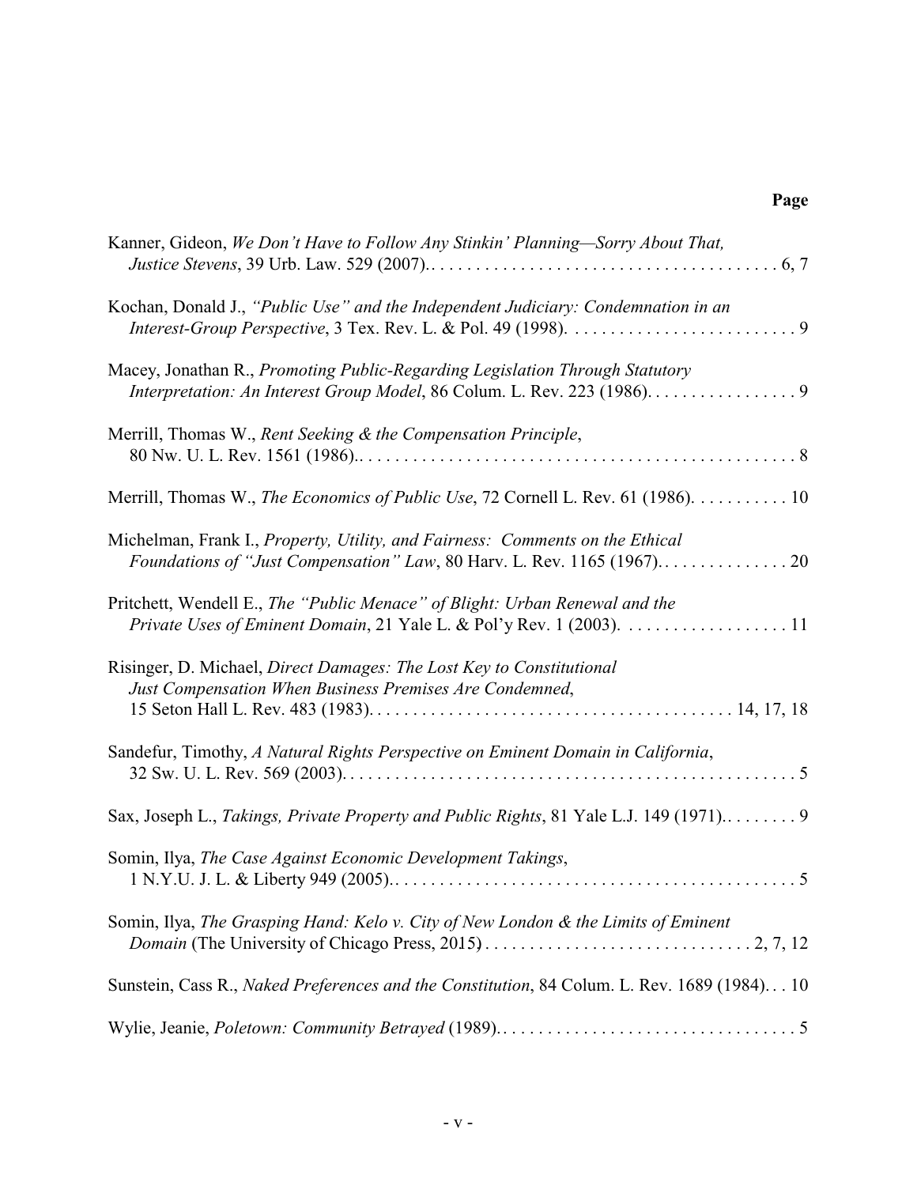**Page**

Kanner, Gideon, *We Don't Have to Follow Any Stinkin' Planning—Sorry About That, Justice Stevens*, 39 Urb. Law. 529 (2007). . . . . . . . . . . . . . . . . . . . . . . . . . . . . . . . . . . . . . . . . 6, 7

Kochan, Donald J., *"Public Use" and the Independent Judiciary: Condemnation in an Interest-Group Perspective*, 3 Tex. Rev. L. & Pol. 49 (1998). . . . . . . . . . . . . . . . . . . . . . . . . . . 9

Macey, Jonathan R., *Promoting Public-Regarding Legislation Through Statutory Interpretation: An Interest Group Model*, 86 Colum. L. Rev. 223 (1986). . . . . . . . . . . . . . . . . 9

Merrill, Thomas W., *Rent Seeking & the Compensation Principle*, 80 Nw. U. L. Rev. 1561 (1986).. . . . . . . . . . . . . . . . . . . . . . . . . . . . . . . . . . . . . . . . . . . . . . . . . . 8

Merrill, Thomas W., *The Economics of Public Use*, 72 Cornell L. Rev. 61 (1986). . . . . . . . . . . 10

Michelman, Frank I., *Property, Utility, and Fairness: Comments on the Ethical Foundations of "Just Compensation" Law*, 80 Harv. L. Rev. 1165 (1967). . . . . . . . . . . . . . . 20

Pritchett, Wendell E., *The "Public Menace" of Blight: Urban Renewal and the Private Uses of Eminent Domain*, 21 Yale L. & Pol'y Rev. 1 (2003). . . . . . . . . . . . . . . . . . . 11

Risinger, D. Michael, *Direct Damages: The Lost Key to Constitutional Just Compensation When Business Premises Are Condemned*, 15 Seton Hall L. Rev. 483 (1983). . . . . . . . . . . . . . . . . . . . . . . . . . . . . . . . . . . . . . . . 14, 17, 18

Sandefur, Timothy, *A Natural Rights Perspective on Eminent Domain in California*, 32 Sw. U. L. Rev. 569 (2003). . . . . . . . . . . . . . . . . . . . . . . . . . . . . . . . . . . . . . . . . . . . . . . . . . . 5

Sax, Joseph L., *Takings, Private Property and Public Rights*, 81 Yale L.J. 149 (1971).. . . . . . . . . 9

Somin, Ilya, *The Case Against Economic Development Takings*, 1 N.Y.U. J. L. & Liberty 949 (2005). . . . . . . . . . . . . . . . . . . . . . . . . . . . . . . . . . . . . . . . . . . . . . 5

Somin, Ilya, *The Grasping Hand: Kelo v. City of New London & the Limits of Eminent Domain* (The University of Chicago Press, 2015) . . . . . . . . . . . . . . . . . . . . . . . . . . . . . . 2, 7, 12

Sunstein, Cass R., *Naked Preferences and the Constitution*, 84 Colum. L. Rev. 1689 (1984). . . 10

Wylie, Jeanie, *Poletown: Community Betrayed* (1989). . . . . . . . . . . . . . . . . . . . . . . . . . . . . . . . . . 5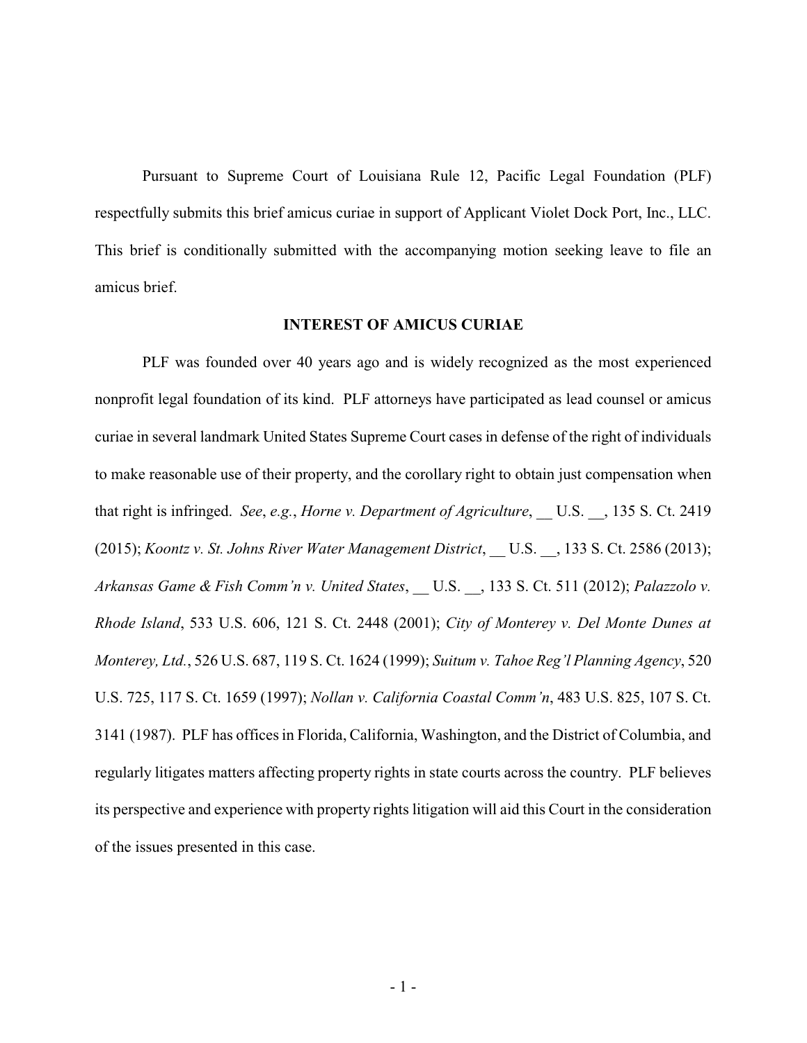Pursuant to Supreme Court of Louisiana Rule 12, Pacific Legal Foundation (PLF) respectfully submits this brief amicus curiae in support of Applicant Violet Dock Port, Inc., LLC. This brief is conditionally submitted with the accompanying motion seeking leave to file an amicus brief.

## INTEREST OF AMICUS CURIAE

PLF was founded over 40 years ago and is widely recognized as the most experienced nonprofit legal foundation of its kind. PLF attorneys have participated as lead counsel or amicus curiae in several landmark United States Supreme Court cases in defense of the right of individuals to make reasonable use of their property, and the corollary right to obtain just compensation when that right is infringed. *See*, *e.g.*, *Horne v. Department of Agriculture*, __ U.S. __, 135 S. Ct. 2419 (2015); *Koontz v. St. Johns River Water Management District*, __ U.S. __, 133 S. Ct. 2586 (2013); *Arkansas Game & Fish Comm'n v. United States*, __ U.S. __, 133 S. Ct. 511 (2012); *Palazzolo v. Rhode Island*, 533 U.S. 606, 121 S. Ct. 2448 (2001); *City of Monterey v. Del Monte Dunes at Monterey, Ltd.*, 526 U.S. 687, 119 S. Ct. 1624 (1999); *Suitum v. Tahoe Reg'l Planning Agency*, 520 U.S. 725, 117 S. Ct. 1659 (1997); *Nollan v. California Coastal Comm'n*, 483 U.S. 825, 107 S. Ct. 3141 (1987). PLF has offices in Florida, California, Washington, and the District of Columbia, and regularly litigates matters affecting property rights in state courts across the country. PLF believes its perspective and experience with property rights litigation will aid this Court in the consideration of the issues presented in this case.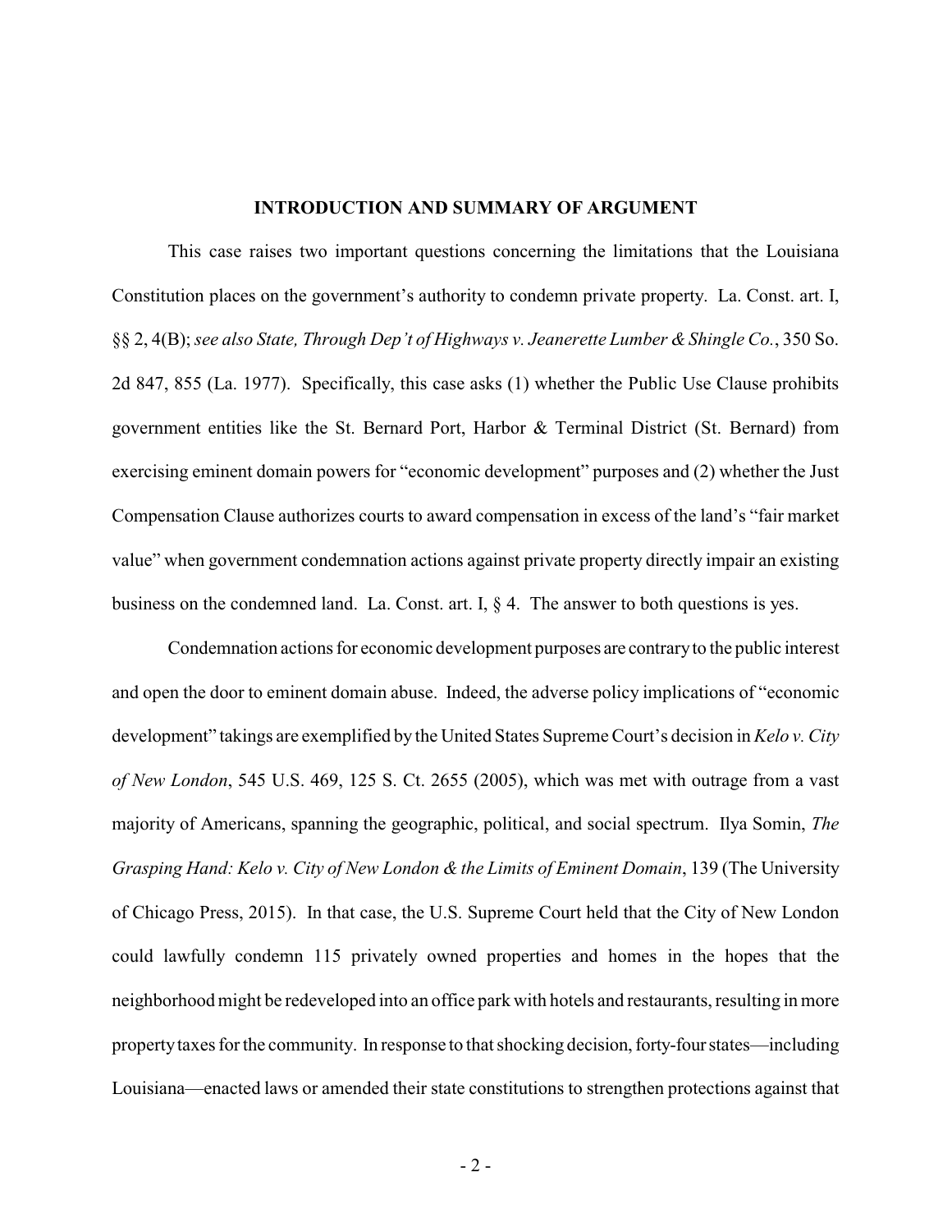## INTRODUCTION AND SUMMARY OF ARGUMENT

This case raises two important questions concerning the limitations that the Louisiana Constitution places on the government's authority to condemn private property. La. Const. art. I, §§ 2, 4(B); *see also State, Through Dep't of Highways v. Jeanerette Lumber & Shingle Co.*, 350 So. 2d 847, 855 (La. 1977). Specifically, this case asks (1) whether the Public Use Clause prohibits government entities like the St. Bernard Port, Harbor & Terminal District (St. Bernard) from exercising eminent domain powers for "economic development" purposes and (2) whether the Just Compensation Clause authorizes courts to award compensation in excess of the land's "fair market value" when government condemnation actions against private property directly impair an existing business on the condemned land. La. Const. art. I, § 4. The answer to both questions is yes.

Condemnation actions for economic development purposes are contrary to the public interest and open the door to eminent domain abuse. Indeed, the adverse policy implications of "economic development" takings are exemplified by the United States Supreme Court's decision in *Kelo v. City of New London*, 545 U.S. 469, 125 S. Ct. 2655 (2005), which was met with outrage from a vast majority of Americans, spanning the geographic, political, and social spectrum. Ilya Somin, *The Grasping Hand: Kelo v. City of New London & the Limits of Eminent Domain*, 139 (The University of Chicago Press, 2015). In that case, the U.S. Supreme Court held that the City of New London could lawfully condemn 115 privately owned properties and homes in the hopes that the neighborhood might be redeveloped into an office park with hotels and restaurants, resulting in more property taxes for the community. In response to that shocking decision, forty-four states—including Louisiana—enacted laws or amended their state constitutions to strengthen protections against that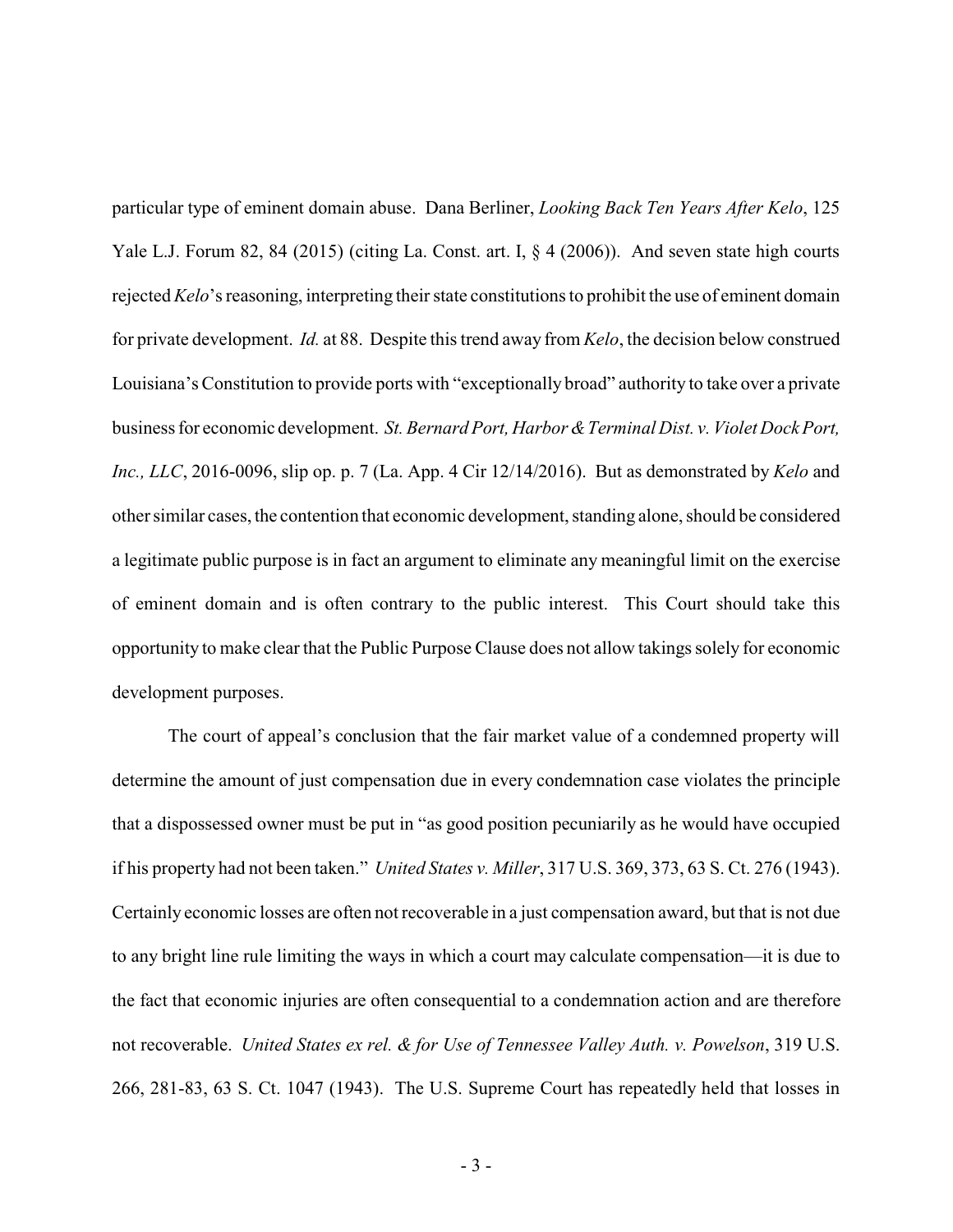particular type of eminent domain abuse. Dana Berliner, *Looking Back Ten Years After Kelo*, 125 Yale L.J. Forum 82, 84 (2015) (citing La. Const. art. I, § 4 (2006)). And seven state high courts rejected *Kelo*'s reasoning, interpreting their state constitutions to prohibit the use of eminent domain for private development. *Id.* at 88. Despite this trend away from *Kelo*, the decision below construed Louisiana's Constitution to provide ports with "exceptionally broad" authority to take over a private business for economic development. *St. Bernard Port, Harbor & Terminal Dist. v. Violet Dock Port, Inc., LLC*, 2016-0096, slip op. p. 7 (La. App. 4 Cir 12/14/2016). But as demonstrated by *Kelo* and other similar cases, the contention that economic development, standing alone, should be considered a legitimate public purpose is in fact an argument to eliminate any meaningful limit on the exercise of eminent domain and is often contrary to the public interest. This Court should take this opportunity to make clear that the Public Purpose Clause does not allow takings solely for economic development purposes.

The court of appeal's conclusion that the fair market value of a condemned property will determine the amount of just compensation due in every condemnation case violates the principle that a dispossessed owner must be put in "as good position pecuniarily as he would have occupied if his property had not been taken." *United States v. Miller*, 317 U.S. 369, 373, 63 S. Ct. 276 (1943). Certainly economic losses are often not recoverable in a just compensation award, but that is not due to any bright line rule limiting the ways in which a court may calculate compensation—it is due to the fact that economic injuries are often consequential to a condemnation action and are therefore not recoverable. *United States ex rel. & for Use of Tennessee Valley Auth. v. Powelson*, 319 U.S. 266, 281-83, 63 S. Ct. 1047 (1943). The U.S. Supreme Court has repeatedly held that losses in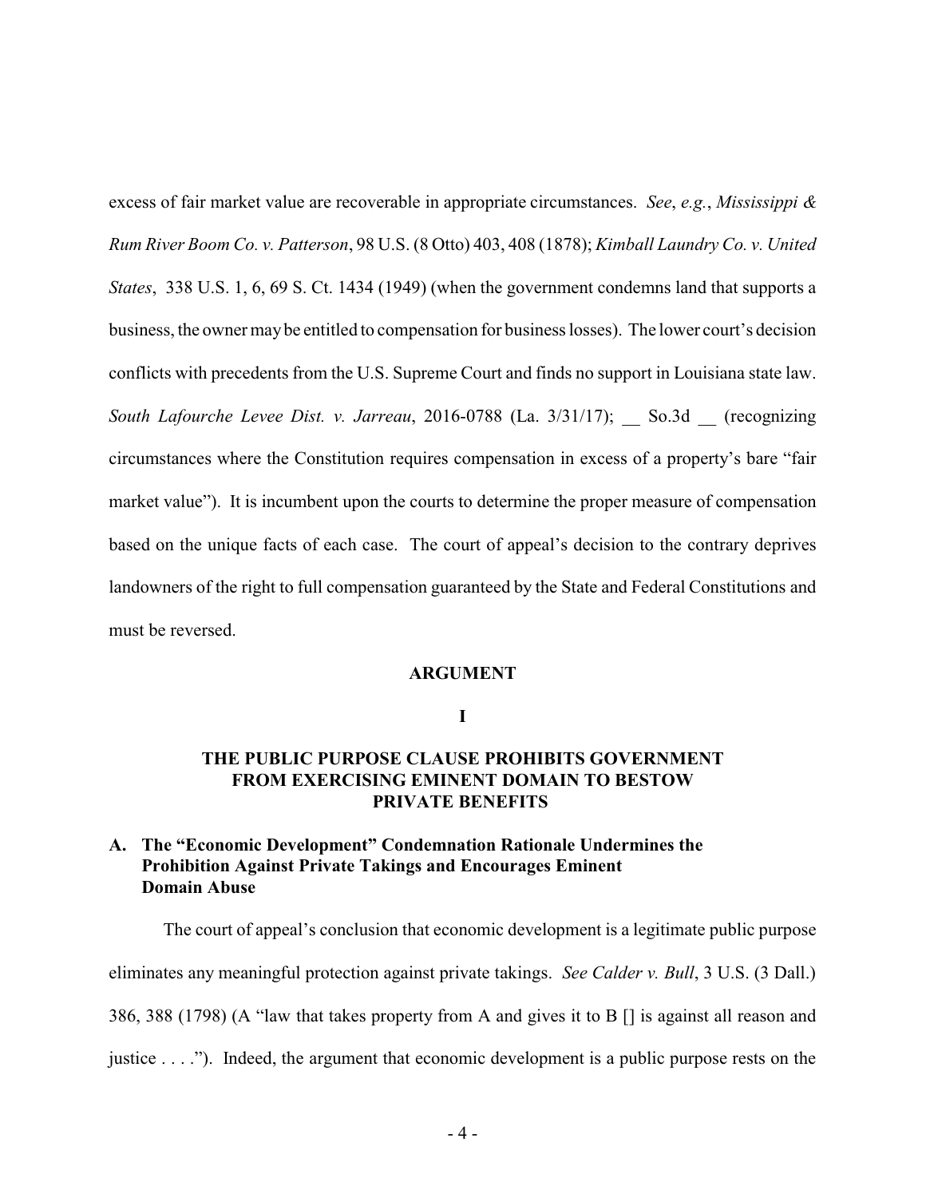excess of fair market value are recoverable in appropriate circumstances. *See*, *e.g.*, *Mississippi & Rum River Boom Co. v. Patterson*, 98 U.S. (8 Otto) 403, 408 (1878); *Kimball Laundry Co. v. United States*, 338 U.S. 1, 6, 69 S. Ct. 1434 (1949) (when the government condemns land that supports a business, the owner may be entitled to compensation for business losses). The lower court's decision conflicts with precedents from the U.S. Supreme Court and finds no support in Louisiana state law. *South Lafourche Levee Dist. v. Jarreau*, 2016-0788 (La. 3/31/17); __ So.3d __ (recognizing circumstances where the Constitution requires compensation in excess of a property's bare "fair market value"). It is incumbent upon the courts to determine the proper measure of compensation based on the unique facts of each case. The court of appeal's decision to the contrary deprives landowners of the right to full compensation guaranteed by the State and Federal Constitutions and must be reversed.

## ARGUMENT

## I

## THE PUBLIC PURPOSE CLAUSE PROHIBITS GOVERNMENT FROM EXERCISING EMINENT DOMAIN TO BESTOW PRIVATE BENEFITS

### A. The "Economic Development" Condemnation Rationale Undermines the Prohibition Against Private Takings and Encourages Eminent Domain Abuse

The court of appeal's conclusion that economic development is a legitimate public purpose eliminates any meaningful protection against private takings. *See Calder v. Bull*, 3 U.S. (3 Dall.) 386, 388 (1798) (A "law that takes property from A and gives it to B [] is against all reason and justice . . . ."). Indeed, the argument that economic development is a public purpose rests on the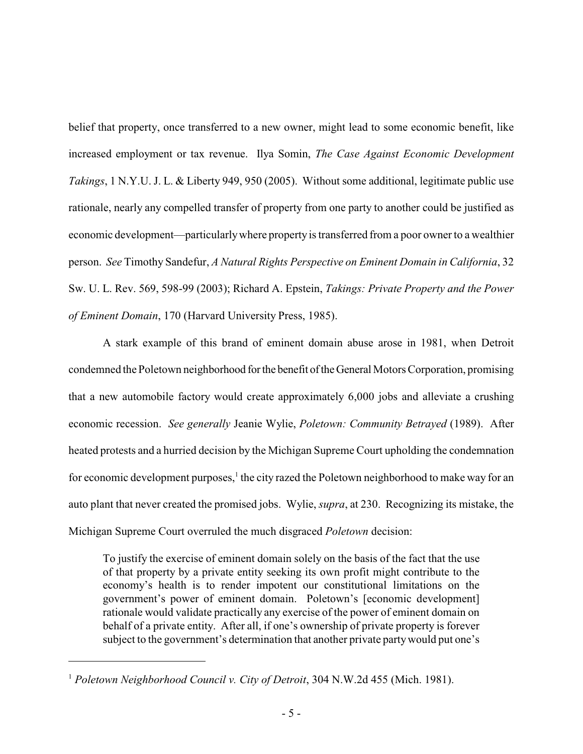belief that property, once transferred to a new owner, might lead to some economic benefit, like increased employment or tax revenue. Ilya Somin, *The Case Against Economic Development Takings*, 1 N.Y.U. J. L. & Liberty 949, 950 (2005). Without some additional, legitimate public use rationale, nearly any compelled transfer of property from one party to another could be justified as economic development—particularly where property is transferred from a poor owner to a wealthier person. *See* Timothy Sandefur, *A Natural Rights Perspective on Eminent Domain in California*, 32 Sw. U. L. Rev. 569, 598-99 (2003); Richard A. Epstein, *Takings: Private Property and the Power of Eminent Domain*, 170 (Harvard University Press, 1985).

A stark example of this brand of eminent domain abuse arose in 1981, when Detroit condemned the Poletown neighborhood for the benefit of the General Motors Corporation, promising that a new automobile factory would create approximately 6,000 jobs and alleviate a crushing economic recession. *See generally* Jeanie Wylie, *Poletown: Community Betrayed* (1989). After heated protests and a hurried decision by the Michigan Supreme Court upholding the condemnation for economic development purposes,[1] the city razed the Poletown neighborhood to make way for an auto plant that never created the promised jobs. Wylie, *supra*, at 230. Recognizing its mistake, the Michigan Supreme Court overruled the much disgraced *Poletown* decision:

> To justify the exercise of eminent domain solely on the basis of the fact that the use of that property by a private entity seeking its own profit might contribute to the economy's health is to render impotent our constitutional limitations on the government's power of eminent domain. Poletown's [economic development] rationale would validate practically any exercise of the power of eminent domain on behalf of a private entity. After all, if one's ownership of private property is forever subject to the government's determination that another private party would put one's

---

[1] *Poletown Neighborhood Council v. City of Detroit*, 304 N.W.2d 455 (Mich. 1981).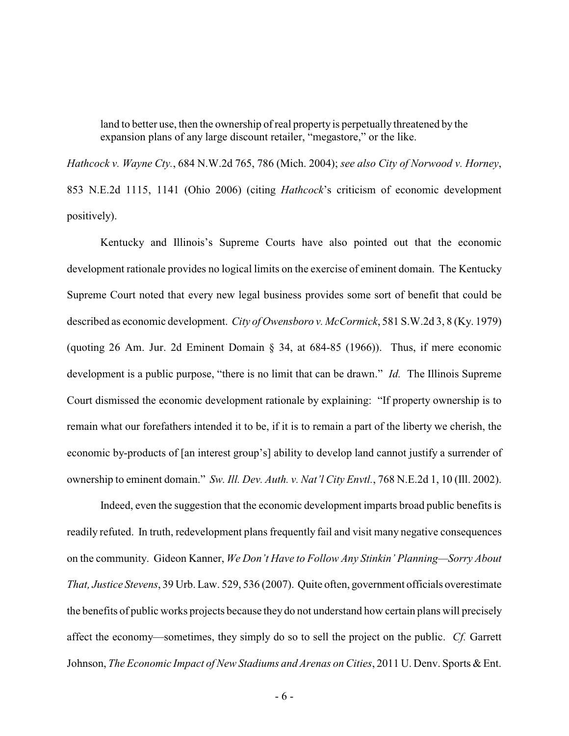> land to better use, then the ownership of real property is perpetually threatened by the expansion plans of any large discount retailer, "megastore," or the like.

*Hathcock v. Wayne Cty.*, 684 N.W.2d 765, 786 (Mich. 2004); *see also City of Norwood v. Horney*, 853 N.E.2d 1115, 1141 (Ohio 2006) (citing *Hathcock*'s criticism of economic development positively).

Kentucky and Illinois's Supreme Courts have also pointed out that the economic development rationale provides no logical limits on the exercise of eminent domain. The Kentucky Supreme Court noted that every new legal business provides some sort of benefit that could be described as economic development. *City of Owensboro v. McCormick*, 581 S.W.2d 3, 8 (Ky. 1979) (quoting 26 Am. Jur. 2d Eminent Domain § 34, at 684-85 (1966)). Thus, if mere economic development is a public purpose, "there is no limit that can be drawn." *Id.* The Illinois Supreme Court dismissed the economic development rationale by explaining: "If property ownership is to remain what our forefathers intended it to be, if it is to remain a part of the liberty we cherish, the economic by-products of [an interest group's] ability to develop land cannot justify a surrender of ownership to eminent domain." *Sw. Ill. Dev. Auth. v. Nat'l City Envtl.*, 768 N.E.2d 1, 10 (Ill. 2002).

Indeed, even the suggestion that the economic development imparts broad public benefits is readily refuted. In truth, redevelopment plans frequently fail and visit many negative consequences on the community. Gideon Kanner, *We Don't Have to Follow Any Stinkin' Planning—Sorry About That, Justice Stevens*, 39 Urb. Law. 529, 536 (2007). Quite often, government officials overestimate the benefits of public works projects because they do not understand how certain plans will precisely affect the economy—sometimes, they simply do so to sell the project on the public. *Cf.* Garrett Johnson, *The Economic Impact of New Stadiums and Arenas on Cities*, 2011 U. Denv. Sports & Ent.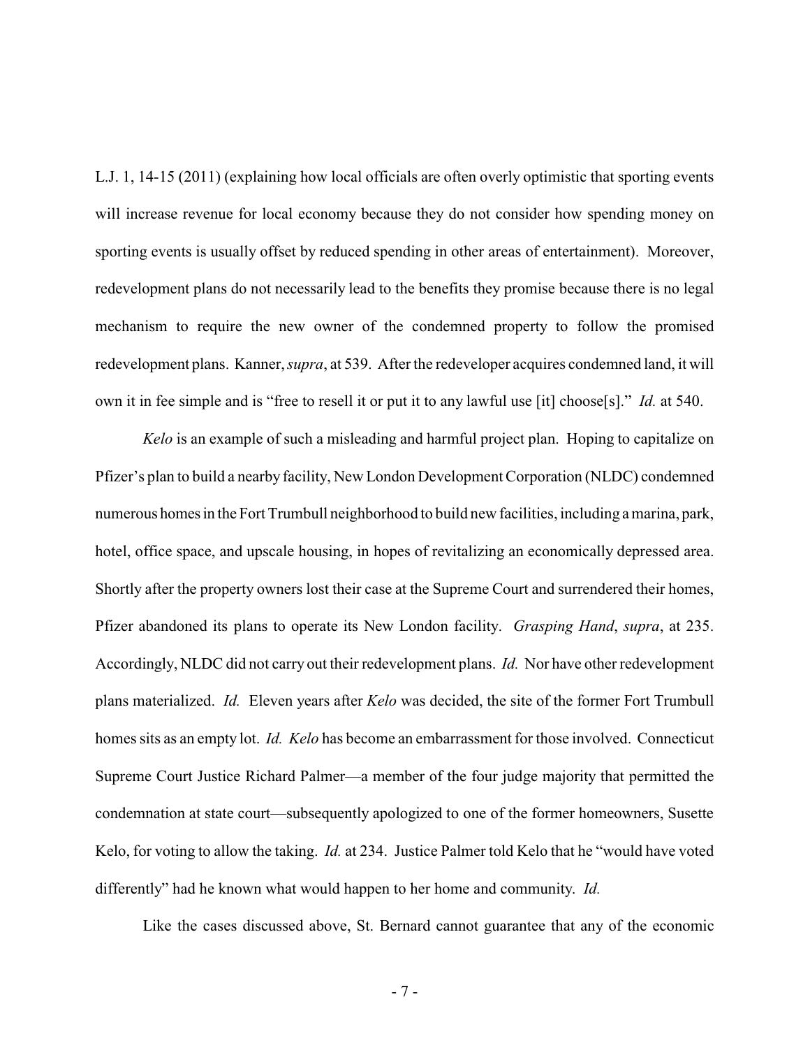L.J. 1, 14-15 (2011) (explaining how local officials are often overly optimistic that sporting events will increase revenue for local economy because they do not consider how spending money on sporting events is usually offset by reduced spending in other areas of entertainment). Moreover, redevelopment plans do not necessarily lead to the benefits they promise because there is no legal mechanism to require the new owner of the condemned property to follow the promised redevelopment plans. Kanner, *supra*, at 539. After the redeveloper acquires condemned land, it will own it in fee simple and is "free to resell it or put it to any lawful use [it] choose[s]." *Id.* at 540.

*Kelo* is an example of such a misleading and harmful project plan. Hoping to capitalize on Pfizer's plan to build a nearby facility, New London Development Corporation (NLDC) condemned numerous homes in the Fort Trumbull neighborhood to build new facilities, including a marina, park, hotel, office space, and upscale housing, in hopes of revitalizing an economically depressed area. Shortly after the property owners lost their case at the Supreme Court and surrendered their homes, Pfizer abandoned its plans to operate its New London facility. *Grasping Hand*, *supra*, at 235. Accordingly, NLDC did not carry out their redevelopment plans. *Id.* Nor have other redevelopment plans materialized. *Id.* Eleven years after *Kelo* was decided, the site of the former Fort Trumbull homes sits as an empty lot. *Id.* *Kelo* has become an embarrassment for those involved. Connecticut Supreme Court Justice Richard Palmer—a member of the four judge majority that permitted the condemnation at state court—subsequently apologized to one of the former homeowners, Susette Kelo, for voting to allow the taking. *Id.* at 234. Justice Palmer told Kelo that he "would have voted differently" had he known what would happen to her home and community. *Id.*

Like the cases discussed above, St. Bernard cannot guarantee that any of the economic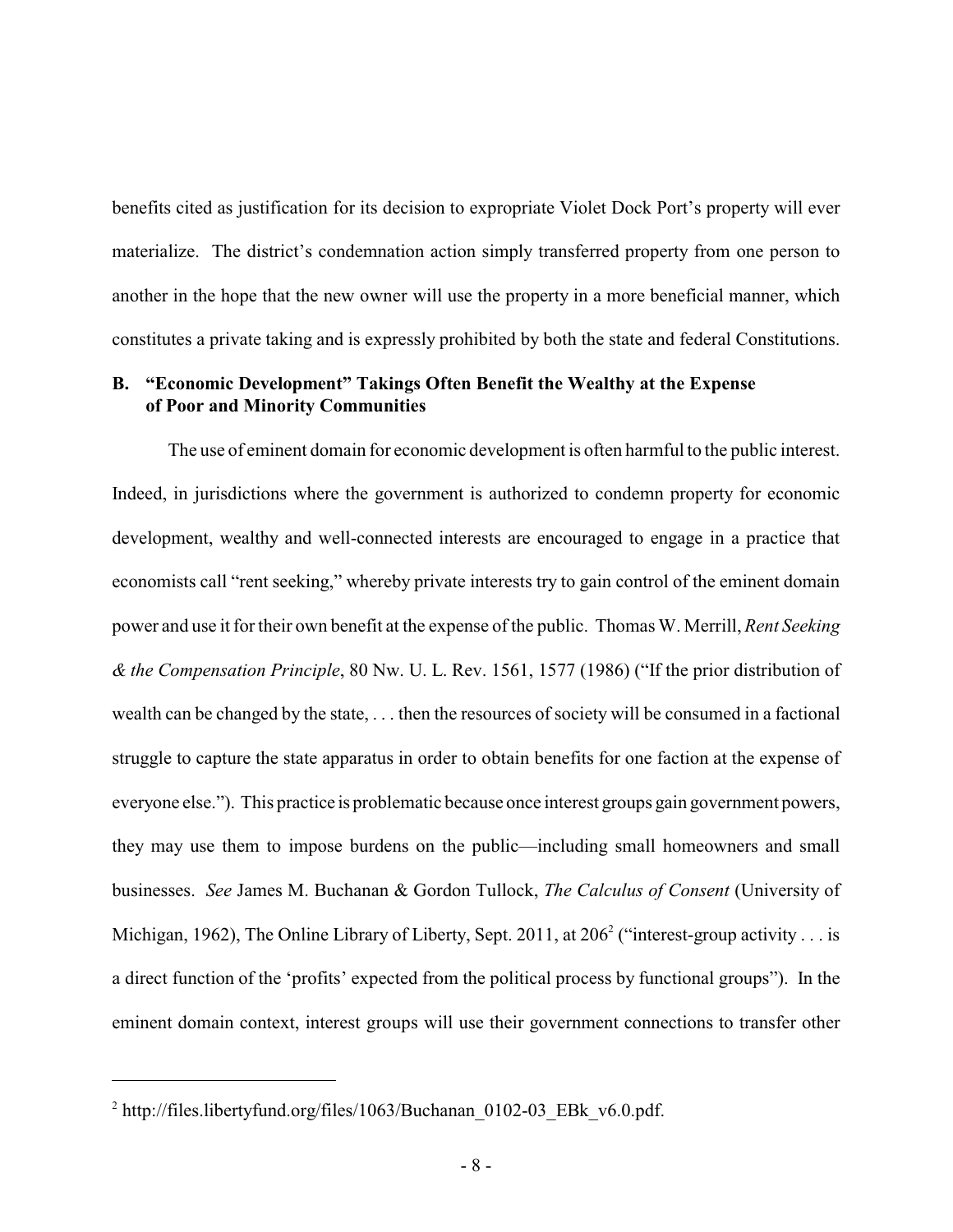benefits cited as justification for its decision to expropriate Violet Dock Port's property will ever materialize. The district's condemnation action simply transferred property from one person to another in the hope that the new owner will use the property in a more beneficial manner, which constitutes a private taking and is expressly prohibited by both the state and federal Constitutions.

### B. "Economic Development" Takings Often Benefit the Wealthy at the Expense of Poor and Minority Communities

The use of eminent domain for economic development is often harmful to the public interest. Indeed, in jurisdictions where the government is authorized to condemn property for economic development, wealthy and well-connected interests are encouraged to engage in a practice that economists call "rent seeking," whereby private interests try to gain control of the eminent domain power and use it for their own benefit at the expense of the public. Thomas W. Merrill, *Rent Seeking & the Compensation Principle*, 80 Nw. U. L. Rev. 1561, 1577 (1986) ("If the prior distribution of wealth can be changed by the state, . . . then the resources of society will be consumed in a factional struggle to capture the state apparatus in order to obtain benefits for one faction at the expense of everyone else."). This practice is problematic because once interest groups gain government powers, they may use them to impose burdens on the public—including small homeowners and small businesses. *See* James M. Buchanan & Gordon Tullock, *The Calculus of Consent* (University of Michigan, 1962), The Online Library of Liberty, Sept. 2011, at 206[2] ("interest-group activity . . . is a direct function of the 'profits' expected from the political process by functional groups"). In the eminent domain context, interest groups will use their government connections to transfer other

---

[2] http://files.libertyfund.org/files/1063/Buchanan_0102-03_EBk_v6.0.pdf.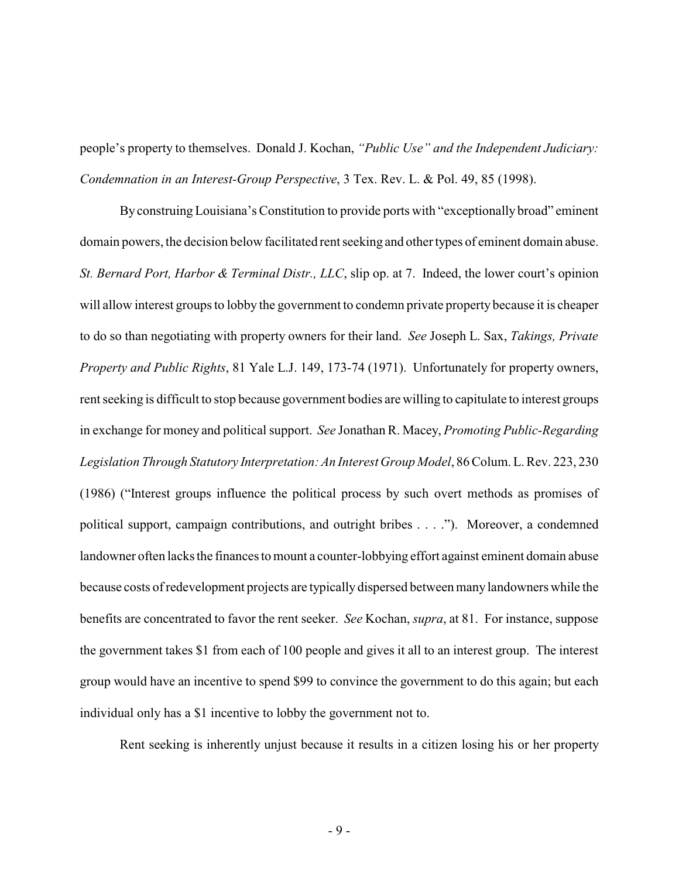people's property to themselves. Donald J. Kochan, *"Public Use" and the Independent Judiciary: Condemnation in an Interest-Group Perspective*, 3 Tex. Rev. L. & Pol. 49, 85 (1998).

By construing Louisiana's Constitution to provide ports with "exceptionally broad" eminent domain powers, the decision below facilitated rent seeking and other types of eminent domain abuse. *St. Bernard Port, Harbor & Terminal Distr., LLC*, slip op. at 7. Indeed, the lower court's opinion will allow interest groups to lobby the government to condemn private property because it is cheaper to do so than negotiating with property owners for their land. *See* Joseph L. Sax, *Takings, Private Property and Public Rights*, 81 Yale L.J. 149, 173-74 (1971). Unfortunately for property owners, rent seeking is difficult to stop because government bodies are willing to capitulate to interest groups in exchange for money and political support. *See* Jonathan R. Macey, *Promoting Public-Regarding Legislation Through Statutory Interpretation: An Interest Group Model*, 86 Colum. L. Rev. 223, 230 (1986) ("Interest groups influence the political process by such overt methods as promises of political support, campaign contributions, and outright bribes . . . ."). Moreover, a condemned landowner often lacks the finances to mount a counter-lobbying effort against eminent domain abuse because costs of redevelopment projects are typically dispersed between many landowners while the benefits are concentrated to favor the rent seeker. *See* Kochan, *supra*, at 81. For instance, suppose the government takes $1 from each of 100 people and gives it all to an interest group. The interest group would have an incentive to spend $99 to convince the government to do this again; but each individual only has a $1 incentive to lobby the government not to.

Rent seeking is inherently unjust because it results in a citizen losing his or her property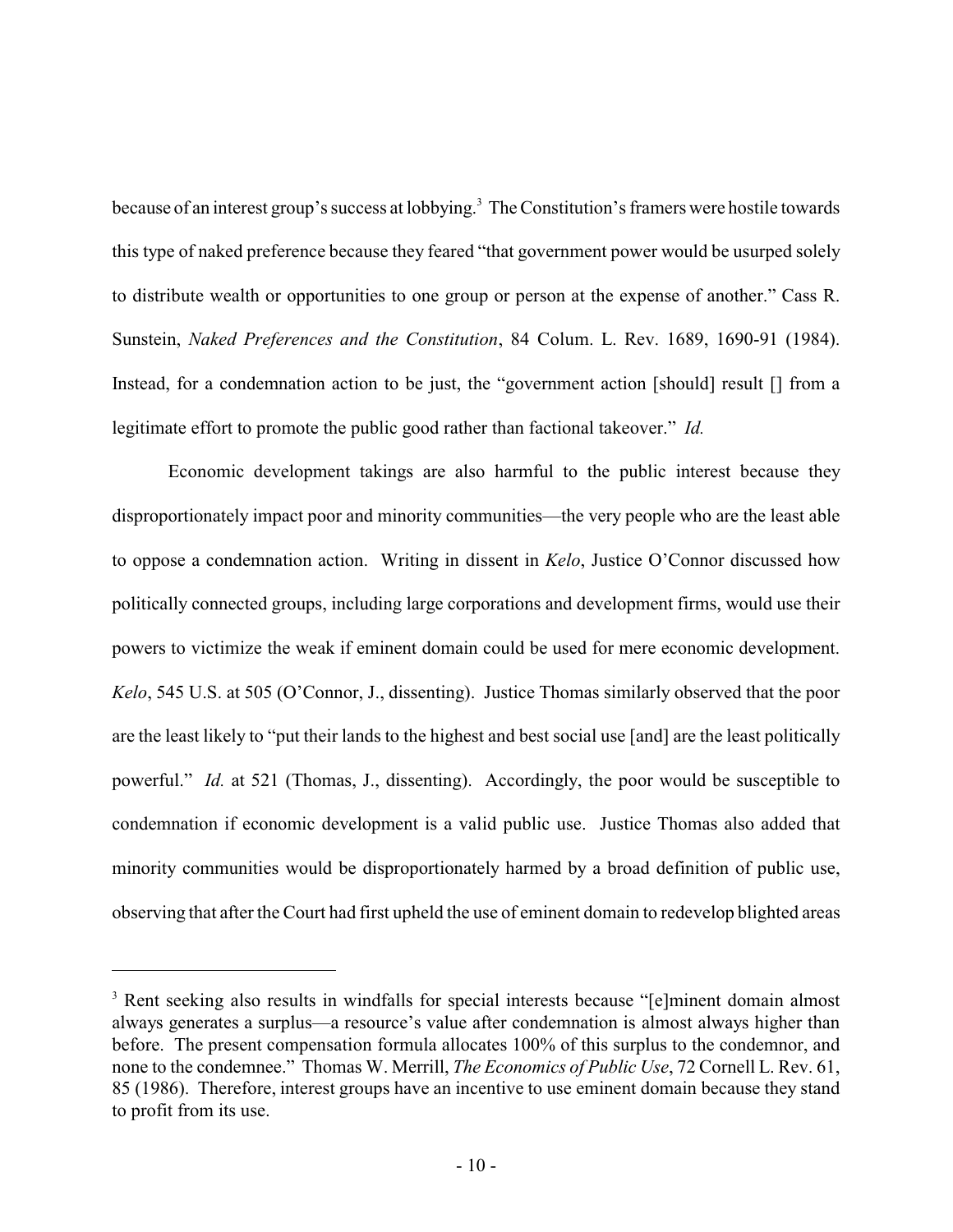because of an interest group's success at lobbying.[3] The Constitution's framers were hostile towards this type of naked preference because they feared "that government power would be usurped solely to distribute wealth or opportunities to one group or person at the expense of another." Cass R. Sunstein, *Naked Preferences and the Constitution*, 84 Colum. L. Rev. 1689, 1690-91 (1984). Instead, for a condemnation action to be just, the "government action [should] result [] from a legitimate effort to promote the public good rather than factional takeover." *Id.*

Economic development takings are also harmful to the public interest because they disproportionately impact poor and minority communities—the very people who are the least able to oppose a condemnation action. Writing in dissent in *Kelo*, Justice O'Connor discussed how politically connected groups, including large corporations and development firms, would use their powers to victimize the weak if eminent domain could be used for mere economic development. *Kelo*, 545 U.S. at 505 (O'Connor, J., dissenting). Justice Thomas similarly observed that the poor are the least likely to "put their lands to the highest and best social use [and] are the least politically powerful." *Id.* at 521 (Thomas, J., dissenting). Accordingly, the poor would be susceptible to condemnation if economic development is a valid public use. Justice Thomas also added that minority communities would be disproportionately harmed by a broad definition of public use, observing that after the Court had first upheld the use of eminent domain to redevelop blighted areas

---

[3] Rent seeking also results in windfalls for special interests because "[e]minent domain almost always generates a surplus—a resource's value after condemnation is almost always higher than before. The present compensation formula allocates 100% of this surplus to the condemnor, and none to the condemnee." Thomas W. Merrill, *The Economics of Public Use*, 72 Cornell L. Rev. 61, 85 (1986). Therefore, interest groups have an incentive to use eminent domain because they stand to profit from its use.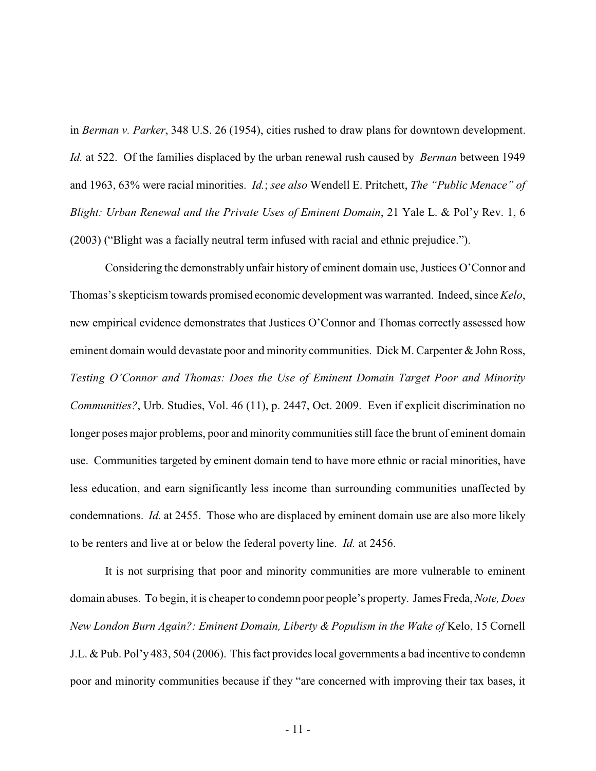in *Berman v. Parker*, 348 U.S. 26 (1954), cities rushed to draw plans for downtown development. *Id.* at 522. Of the families displaced by the urban renewal rush caused by *Berman* between 1949 and 1963, 63% were racial minorities. *Id.*; *see also* Wendell E. Pritchett, *The "Public Menace" of Blight: Urban Renewal and the Private Uses of Eminent Domain*, 21 Yale L. & Pol'y Rev. 1, 6 (2003) ("Blight was a facially neutral term infused with racial and ethnic prejudice.").

Considering the demonstrably unfair history of eminent domain use, Justices O'Connor and Thomas's skepticism towards promised economic development was warranted. Indeed, since *Kelo*, new empirical evidence demonstrates that Justices O'Connor and Thomas correctly assessed how eminent domain would devastate poor and minority communities. Dick M. Carpenter & John Ross, *Testing O'Connor and Thomas: Does the Use of Eminent Domain Target Poor and Minority Communities?*, Urb. Studies, Vol. 46 (11), p. 2447, Oct. 2009. Even if explicit discrimination no longer poses major problems, poor and minority communities still face the brunt of eminent domain use. Communities targeted by eminent domain tend to have more ethnic or racial minorities, have less education, and earn significantly less income than surrounding communities unaffected by condemnations. *Id.* at 2455. Those who are displaced by eminent domain use are also more likely to be renters and live at or below the federal poverty line. *Id.* at 2456.

It is not surprising that poor and minority communities are more vulnerable to eminent domain abuses. To begin, it is cheaper to condemn poor people's property. James Freda, *Note, Does New London Burn Again?: Eminent Domain, Liberty & Populism in the Wake of* Kelo, 15 Cornell J.L. & Pub. Pol'y 483, 504 (2006). This fact provides local governments a bad incentive to condemn poor and minority communities because if they "are concerned with improving their tax bases, it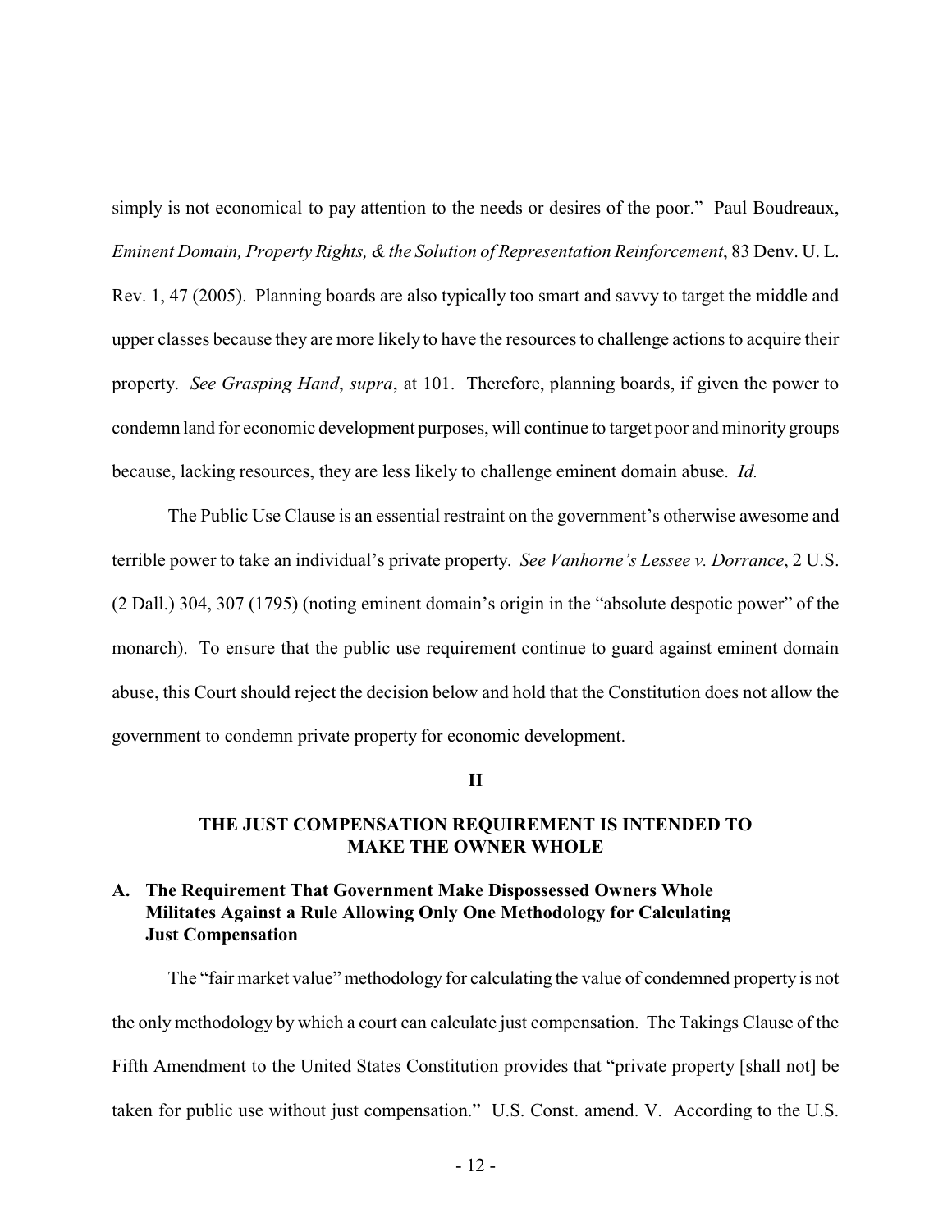simply is not economical to pay attention to the needs or desires of the poor." Paul Boudreaux, *Eminent Domain, Property Rights, & the Solution of Representation Reinforcement*, 83 Denv. U. L. Rev. 1, 47 (2005). Planning boards are also typically too smart and savvy to target the middle and upper classes because they are more likely to have the resources to challenge actions to acquire their property. *See Grasping Hand*, *supra*, at 101. Therefore, planning boards, if given the power to condemn land for economic development purposes, will continue to target poor and minority groups because, lacking resources, they are less likely to challenge eminent domain abuse. *Id.*

The Public Use Clause is an essential restraint on the government's otherwise awesome and terrible power to take an individual's private property. *See Vanhorne's Lessee v. Dorrance*, 2 U.S. (2 Dall.) 304, 307 (1795) (noting eminent domain's origin in the "absolute despotic power" of the monarch). To ensure that the public use requirement continue to guard against eminent domain abuse, this Court should reject the decision below and hold that the Constitution does not allow the government to condemn private property for economic development.

## II

## THE JUST COMPENSATION REQUIREMENT IS INTENDED TO MAKE THE OWNER WHOLE

### A. The Requirement That Government Make Dispossessed Owners Whole Militates Against a Rule Allowing Only One Methodology for Calculating Just Compensation

The "fair market value" methodology for calculating the value of condemned property is not the only methodology by which a court can calculate just compensation. The Takings Clause of the Fifth Amendment to the United States Constitution provides that "private property [shall not] be taken for public use without just compensation." U.S. Const. amend. V. According to the U.S.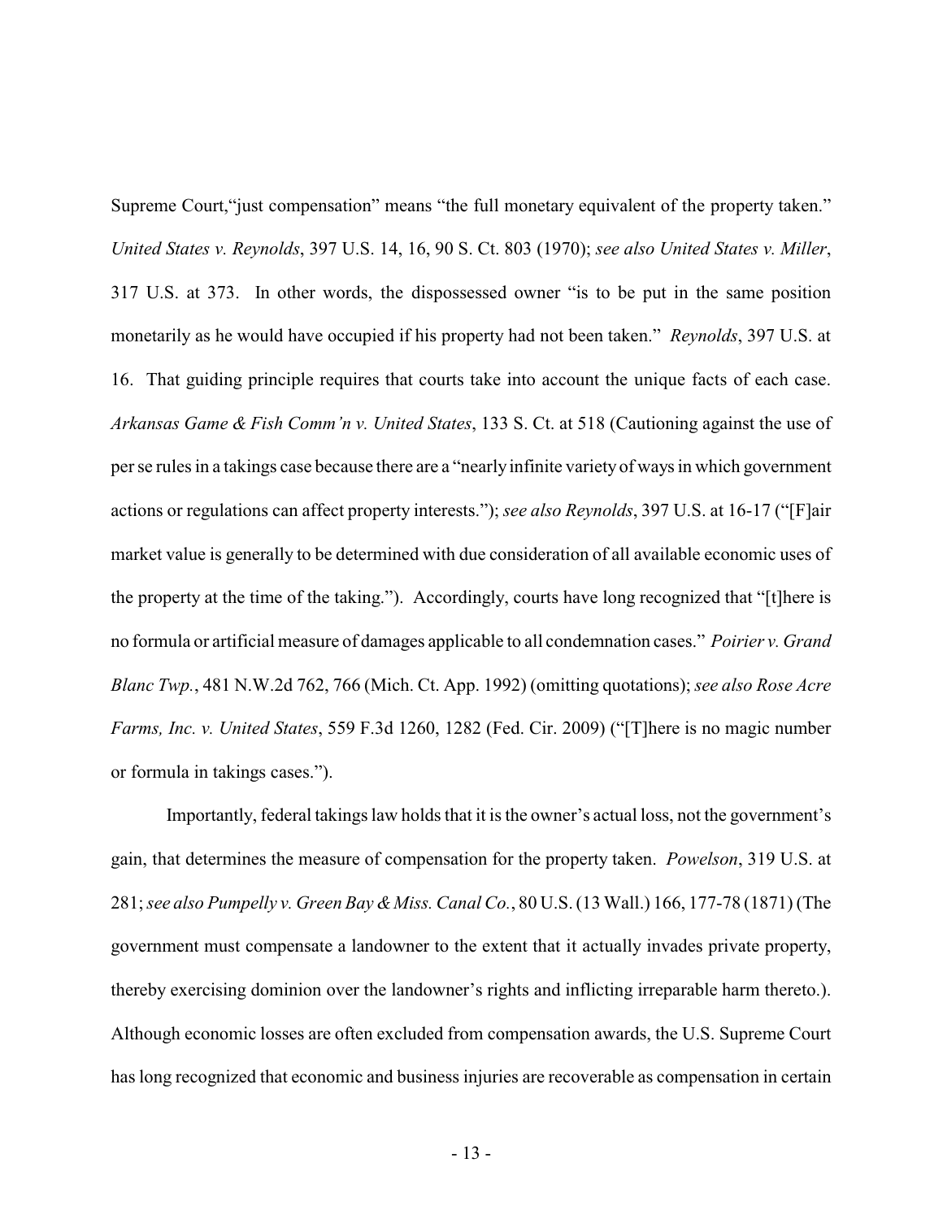Supreme Court,"just compensation" means "the full monetary equivalent of the property taken." *United States v. Reynolds*, 397 U.S. 14, 16, 90 S. Ct. 803 (1970); *see also United States v. Miller*, 317 U.S. at 373. In other words, the dispossessed owner "is to be put in the same position monetarily as he would have occupied if his property had not been taken." *Reynolds*, 397 U.S. at 16. That guiding principle requires that courts take into account the unique facts of each case. *Arkansas Game & Fish Comm'n v. United States*, 133 S. Ct. at 518 (Cautioning against the use of per se rules in a takings case because there are a "nearly infinite variety of ways in which government actions or regulations can affect property interests."); *see also Reynolds*, 397 U.S. at 16-17 ("[F]air market value is generally to be determined with due consideration of all available economic uses of the property at the time of the taking."). Accordingly, courts have long recognized that "[t]here is no formula or artificial measure of damages applicable to all condemnation cases." *Poirier v. Grand Blanc Twp.*, 481 N.W.2d 762, 766 (Mich. Ct. App. 1992) (omitting quotations); *see also Rose Acre Farms, Inc. v. United States*, 559 F.3d 1260, 1282 (Fed. Cir. 2009) ("[T]here is no magic number or formula in takings cases.").

Importantly, federal takings law holds that it is the owner's actual loss, not the government's gain, that determines the measure of compensation for the property taken. *Powelson*, 319 U.S. at 281; *see also Pumpelly v. Green Bay & Miss. Canal Co.*, 80 U.S. (13 Wall.) 166, 177-78 (1871) (The government must compensate a landowner to the extent that it actually invades private property, thereby exercising dominion over the landowner's rights and inflicting irreparable harm thereto.). Although economic losses are often excluded from compensation awards, the U.S. Supreme Court has long recognized that economic and business injuries are recoverable as compensation in certain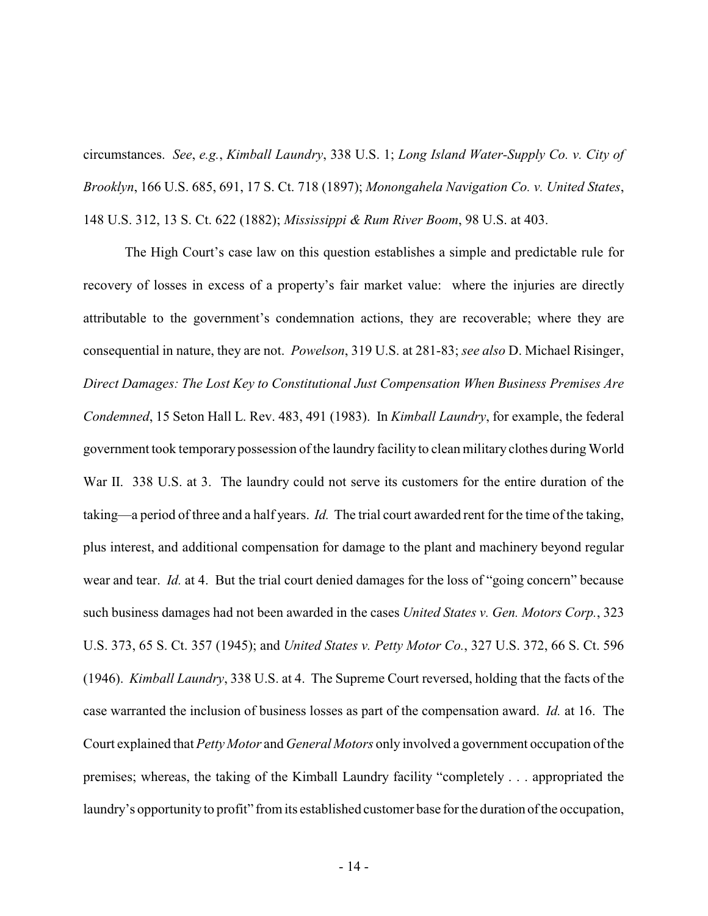circumstances. *See*, *e.g.*, *Kimball Laundry*, 338 U.S. 1; *Long Island Water-Supply Co. v. City of Brooklyn*, 166 U.S. 685, 691, 17 S. Ct. 718 (1897); *Monongahela Navigation Co. v. United States*, 148 U.S. 312, 13 S. Ct. 622 (1882); *Mississippi & Rum River Boom*, 98 U.S. at 403.

The High Court's case law on this question establishes a simple and predictable rule for recovery of losses in excess of a property's fair market value: where the injuries are directly attributable to the government's condemnation actions, they are recoverable; where they are consequential in nature, they are not. *Powelson*, 319 U.S. at 281-83; *see also* D. Michael Risinger, *Direct Damages: The Lost Key to Constitutional Just Compensation When Business Premises Are Condemned*, 15 Seton Hall L. Rev. 483, 491 (1983). In *Kimball Laundry*, for example, the federal government took temporary possession of the laundry facility to clean military clothes during World War II. 338 U.S. at 3. The laundry could not serve its customers for the entire duration of the taking—a period of three and a half years. *Id.* The trial court awarded rent for the time of the taking, plus interest, and additional compensation for damage to the plant and machinery beyond regular wear and tear. *Id.* at 4. But the trial court denied damages for the loss of "going concern" because such business damages had not been awarded in the cases *United States v. Gen. Motors Corp.*, 323 U.S. 373, 65 S. Ct. 357 (1945); and *United States v. Petty Motor Co.*, 327 U.S. 372, 66 S. Ct. 596 (1946). *Kimball Laundry*, 338 U.S. at 4. The Supreme Court reversed, holding that the facts of the case warranted the inclusion of business losses as part of the compensation award. *Id.* at 16. The Court explained that *Petty Motor* and *General Motors* only involved a government occupation of the premises; whereas, the taking of the Kimball Laundry facility "completely . . . appropriated the laundry's opportunity to profit" from its established customer base for the duration of the occupation,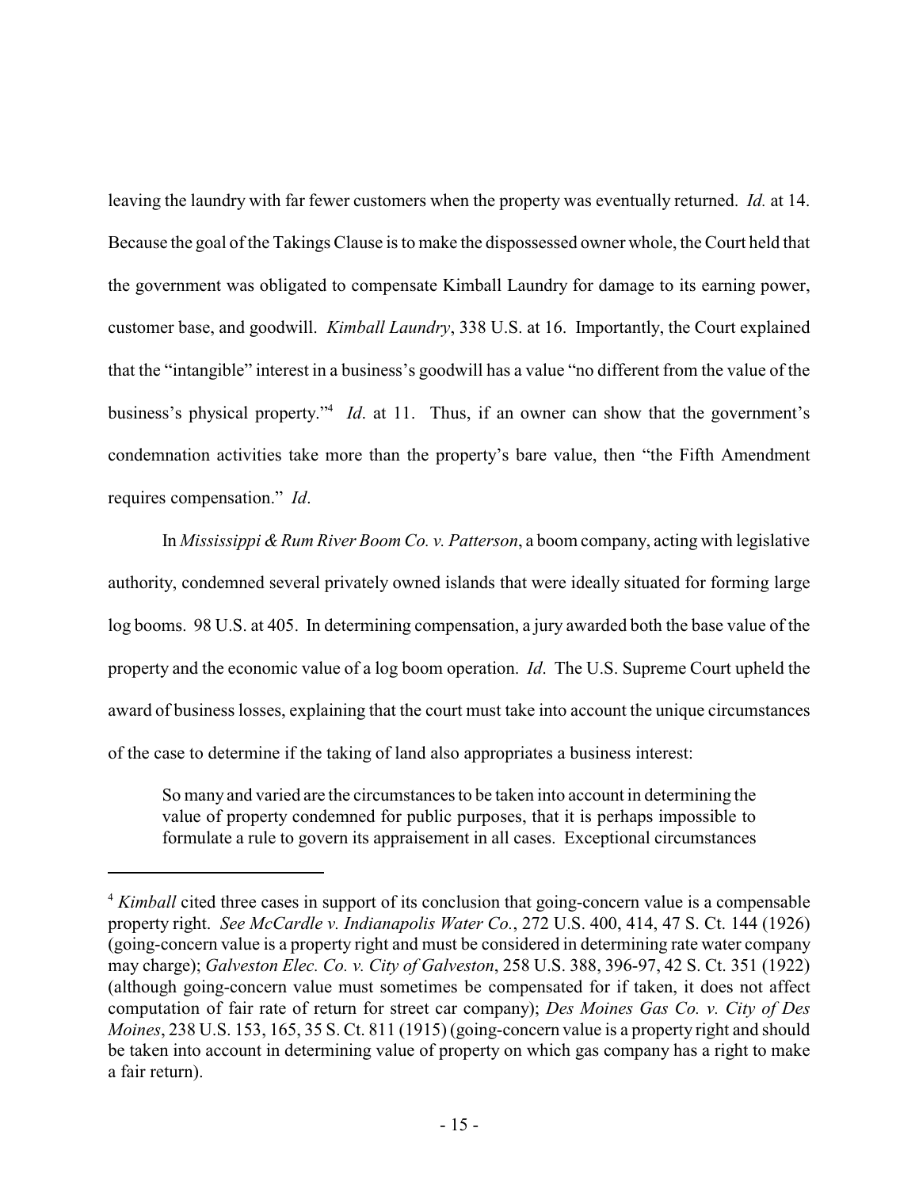leaving the laundry with far fewer customers when the property was eventually returned. *Id.* at 14. Because the goal of the Takings Clause is to make the dispossessed owner whole, the Court held that the government was obligated to compensate Kimball Laundry for damage to its earning power, customer base, and goodwill. *Kimball Laundry*, 338 U.S. at 16. Importantly, the Court explained that the "intangible" interest in a business's goodwill has a value "no different from the value of the business's physical property."[4] *Id*. at 11. Thus, if an owner can show that the government's condemnation activities take more than the property's bare value, then "the Fifth Amendment requires compensation." *Id*.

In *Mississippi & Rum River Boom Co. v. Patterson*, a boom company, acting with legislative authority, condemned several privately owned islands that were ideally situated for forming large log booms. 98 U.S. at 405. In determining compensation, a jury awarded both the base value of the property and the economic value of a log boom operation. *Id*. The U.S. Supreme Court upheld the award of business losses, explaining that the court must take into account the unique circumstances of the case to determine if the taking of land also appropriates a business interest:

> So many and varied are the circumstances to be taken into account in determining the value of property condemned for public purposes, that it is perhaps impossible to formulate a rule to govern its appraisement in all cases. Exceptional circumstances

---

[4] *Kimball* cited three cases in support of its conclusion that going-concern value is a compensable property right. *See McCardle v. Indianapolis Water Co.*, 272 U.S. 400, 414, 47 S. Ct. 144 (1926) (going-concern value is a property right and must be considered in determining rate water company may charge); *Galveston Elec. Co. v. City of Galveston*, 258 U.S. 388, 396-97, 42 S. Ct. 351 (1922) (although going-concern value must sometimes be compensated for if taken, it does not affect computation of fair rate of return for street car company); *Des Moines Gas Co. v. City of Des Moines*, 238 U.S. 153, 165, 35 S. Ct. 811 (1915) (going-concern value is a property right and should be taken into account in determining value of property on which gas company has a right to make a fair return).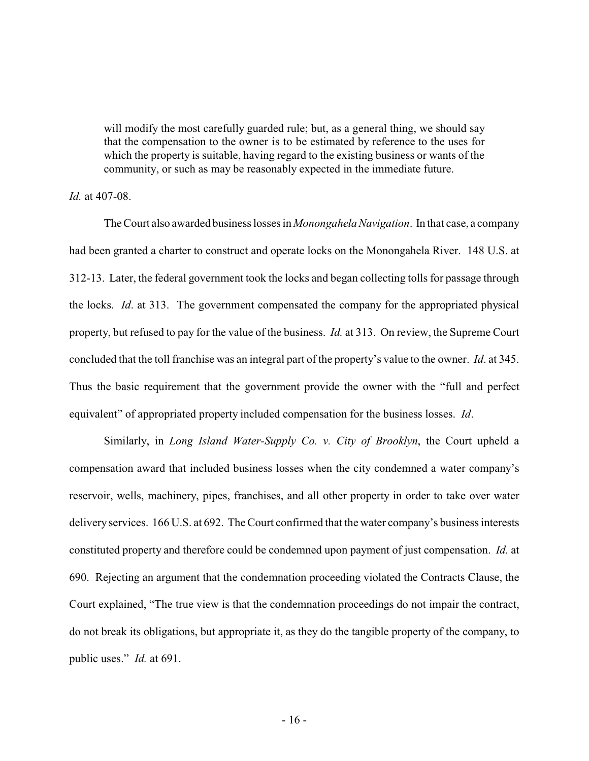> will modify the most carefully guarded rule; but, as a general thing, we should say that the compensation to the owner is to be estimated by reference to the uses for which the property is suitable, having regard to the existing business or wants of the community, or such as may be reasonably expected in the immediate future.

*Id.* at 407-08.

The Court also awarded business losses in *Monongahela Navigation*. In that case, a company had been granted a charter to construct and operate locks on the Monongahela River. 148 U.S. at 312-13. Later, the federal government took the locks and began collecting tolls for passage through the locks. *Id*. at 313. The government compensated the company for the appropriated physical property, but refused to pay for the value of the business. *Id.* at 313. On review, the Supreme Court concluded that the toll franchise was an integral part of the property's value to the owner. *Id*. at 345. Thus the basic requirement that the government provide the owner with the "full and perfect equivalent" of appropriated property included compensation for the business losses. *Id*.

Similarly, in *Long Island Water-Supply Co. v. City of Brooklyn*, the Court upheld a compensation award that included business losses when the city condemned a water company's reservoir, wells, machinery, pipes, franchises, and all other property in order to take over water delivery services. 166 U.S. at 692. The Court confirmed that the water company's business interests constituted property and therefore could be condemned upon payment of just compensation. *Id.* at 690. Rejecting an argument that the condemnation proceeding violated the Contracts Clause, the Court explained, "The true view is that the condemnation proceedings do not impair the contract, do not break its obligations, but appropriate it, as they do the tangible property of the company, to public uses." *Id.* at 691.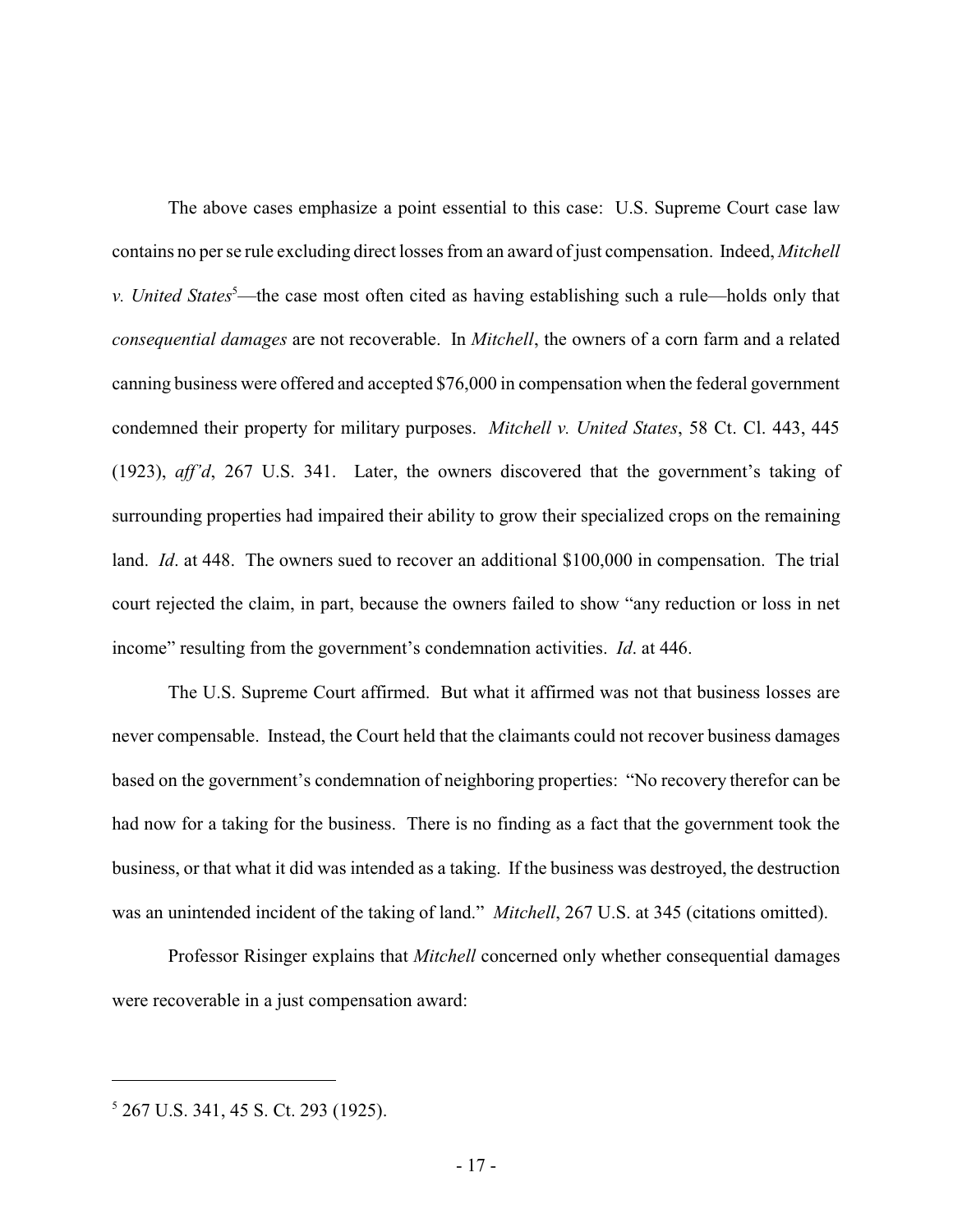The above cases emphasize a point essential to this case: U.S. Supreme Court case law contains no per se rule excluding direct losses from an award of just compensation. Indeed, *Mitchell v. United States*[5]—the case most often cited as having establishing such a rule—holds only that *consequential damages* are not recoverable. In *Mitchell*, the owners of a corn farm and a related canning business were offered and accepted $76,000 in compensation when the federal government condemned their property for military purposes. *Mitchell v. United States*, 58 Ct. Cl. 443, 445 (1923), *aff'd*, 267 U.S. 341. Later, the owners discovered that the government's taking of surrounding properties had impaired their ability to grow their specialized crops on the remaining land. *Id*. at 448. The owners sued to recover an additional $100,000 in compensation. The trial court rejected the claim, in part, because the owners failed to show "any reduction or loss in net income" resulting from the government's condemnation activities. *Id*. at 446.

The U.S. Supreme Court affirmed. But what it affirmed was not that business losses are never compensable. Instead, the Court held that the claimants could not recover business damages based on the government's condemnation of neighboring properties: "No recovery therefor can be had now for a taking for the business. There is no finding as a fact that the government took the business, or that what it did was intended as a taking. If the business was destroyed, the destruction was an unintended incident of the taking of land." *Mitchell*, 267 U.S. at 345 (citations omitted).

Professor Risinger explains that *Mitchell* concerned only whether consequential damages were recoverable in a just compensation award:

---

[5] 267 U.S. 341, 45 S. Ct. 293 (1925).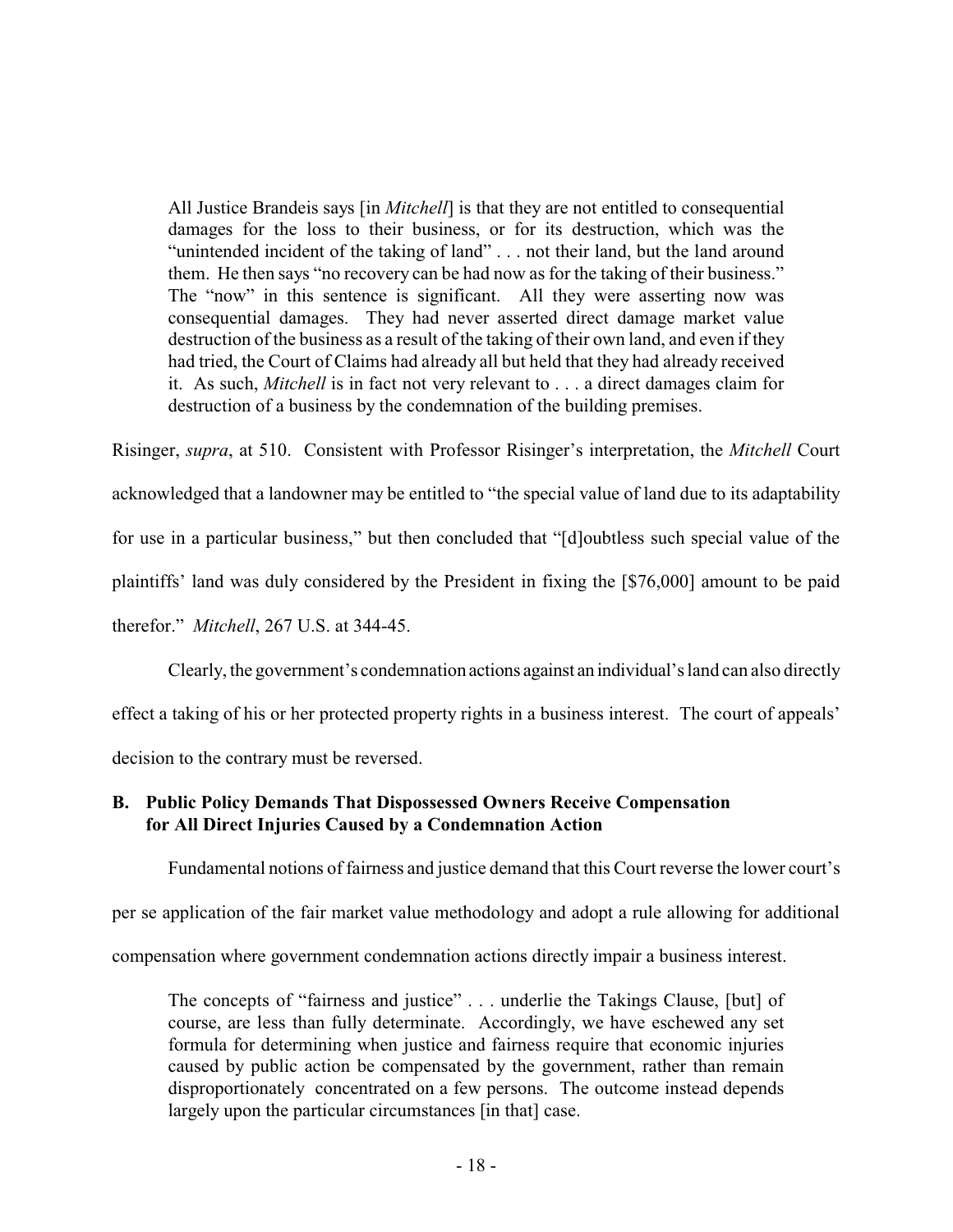> All Justice Brandeis says [in *Mitchell*] is that they are not entitled to consequential damages for the loss to their business, or for its destruction, which was the "unintended incident of the taking of land" . . . not their land, but the land around them. He then says "no recovery can be had now as for the taking of their business." The "now" in this sentence is significant. All they were asserting now was consequential damages. They had never asserted direct damage market value destruction of the business as a result of the taking of their own land, and even if they had tried, the Court of Claims had already all but held that they had already received it. As such, *Mitchell* is in fact not very relevant to . . . a direct damages claim for destruction of a business by the condemnation of the building premises.

Risinger, *supra*, at 510. Consistent with Professor Risinger's interpretation, the *Mitchell* Court acknowledged that a landowner may be entitled to "the special value of land due to its adaptability for use in a particular business," but then concluded that "[d]oubtless such special value of the plaintiffs' land was duly considered by the President in fixing the [$76,000] amount to be paid therefor." *Mitchell*, 267 U.S. at 344-45.

Clearly, the government's condemnation actions against an individual's land can also directly effect a taking of his or her protected property rights in a business interest. The court of appeals' decision to the contrary must be reversed.

### B. Public Policy Demands That Dispossessed Owners Receive Compensation for All Direct Injuries Caused by a Condemnation Action

Fundamental notions of fairness and justice demand that this Court reverse the lower court's per se application of the fair market value methodology and adopt a rule allowing for additional compensation where government condemnation actions directly impair a business interest.

> The concepts of "fairness and justice" . . . underlie the Takings Clause, [but] of course, are less than fully determinate. Accordingly, we have eschewed any set formula for determining when justice and fairness require that economic injuries caused by public action be compensated by the government, rather than remain disproportionately concentrated on a few persons. The outcome instead depends largely upon the particular circumstances [in that] case.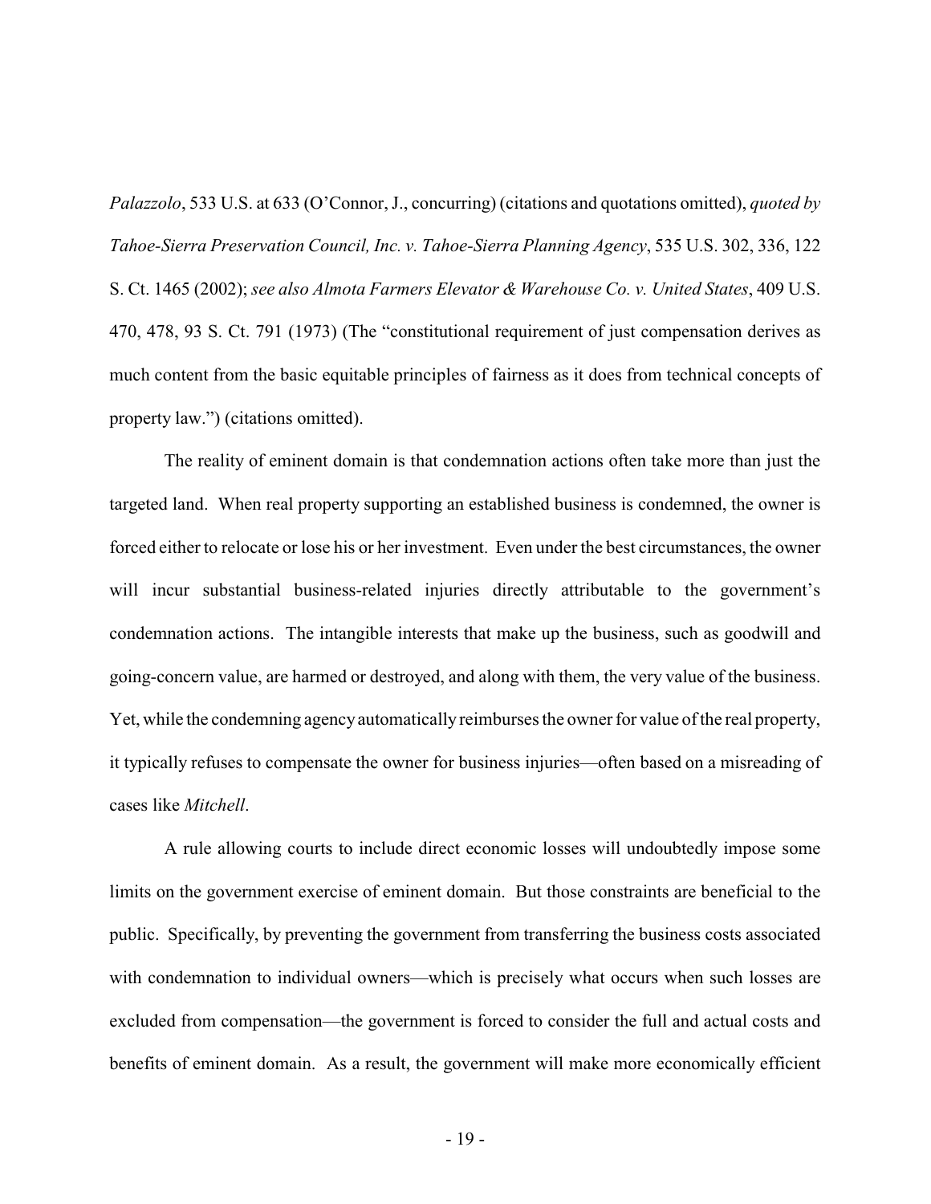*Palazzolo*, 533 U.S. at 633 (O'Connor, J., concurring) (citations and quotations omitted), *quoted by Tahoe-Sierra Preservation Council, Inc. v. Tahoe-Sierra Planning Agency*, 535 U.S. 302, 336, 122 S. Ct. 1465 (2002); *see also Almota Farmers Elevator & Warehouse Co. v. United States*, 409 U.S. 470, 478, 93 S. Ct. 791 (1973) (The "constitutional requirement of just compensation derives as much content from the basic equitable principles of fairness as it does from technical concepts of property law.") (citations omitted).

The reality of eminent domain is that condemnation actions often take more than just the targeted land. When real property supporting an established business is condemned, the owner is forced either to relocate or lose his or her investment. Even under the best circumstances, the owner will incur substantial business-related injuries directly attributable to the government's condemnation actions. The intangible interests that make up the business, such as goodwill and going-concern value, are harmed or destroyed, and along with them, the very value of the business. Yet, while the condemning agency automatically reimburses the owner for value of the real property, it typically refuses to compensate the owner for business injuries—often based on a misreading of cases like *Mitchell*.

A rule allowing courts to include direct economic losses will undoubtedly impose some limits on the government exercise of eminent domain. But those constraints are beneficial to the public. Specifically, by preventing the government from transferring the business costs associated with condemnation to individual owners—which is precisely what occurs when such losses are excluded from compensation—the government is forced to consider the full and actual costs and benefits of eminent domain. As a result, the government will make more economically efficient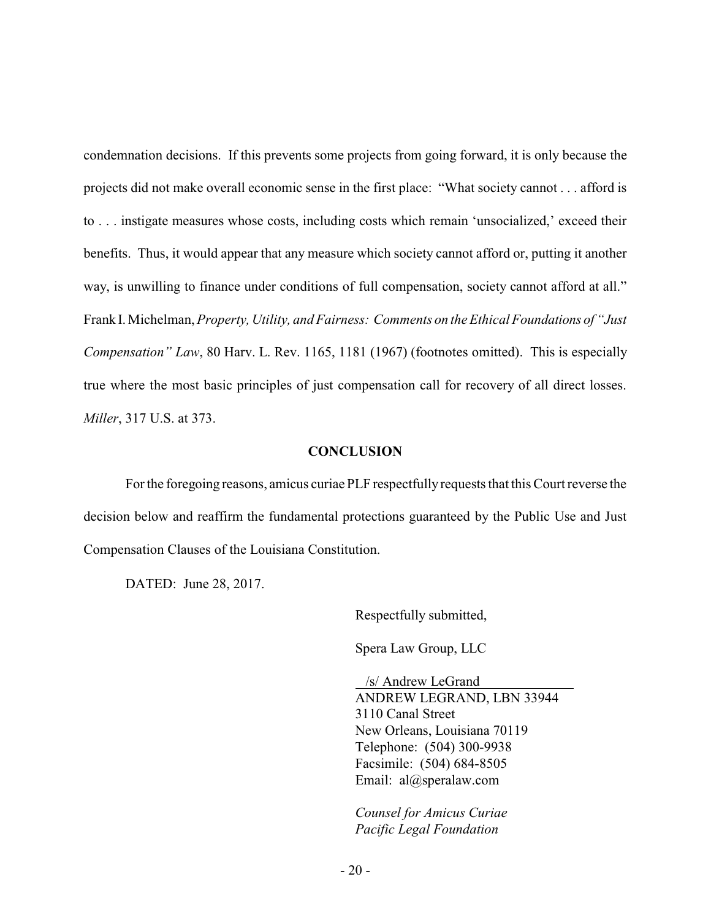condemnation decisions. If this prevents some projects from going forward, it is only because the projects did not make overall economic sense in the first place: "What society cannot . . . afford is to . . . instigate measures whose costs, including costs which remain 'unsocialized,' exceed their benefits. Thus, it would appear that any measure which society cannot afford or, putting it another way, is unwilling to finance under conditions of full compensation, society cannot afford at all." Frank I. Michelman, *Property, Utility, and Fairness: Comments on the Ethical Foundations of "Just Compensation" Law*, 80 Harv. L. Rev. 1165, 1181 (1967) (footnotes omitted). This is especially true where the most basic principles of just compensation call for recovery of all direct losses. *Miller*, 317 U.S. at 373.

## CONCLUSION

For the foregoing reasons, amicus curiae PLF respectfully requests that this Court reverse the decision below and reaffirm the fundamental protections guaranteed by the Public Use and Just Compensation Clauses of the Louisiana Constitution.

DATED: June 28, 2017.

Respectfully submitted,

Spera Law Group, LLC

/s/ Andrew LeGrand
ANDREW LEGRAND, LBN 33944
3110 Canal Street
New Orleans, Louisiana 70119
Telephone: (504) 300-9938
Facsimile: (504) 684-8505
Email: al@speralaw.com

*Counsel for Amicus Curiae*
*Pacific Legal Foundation*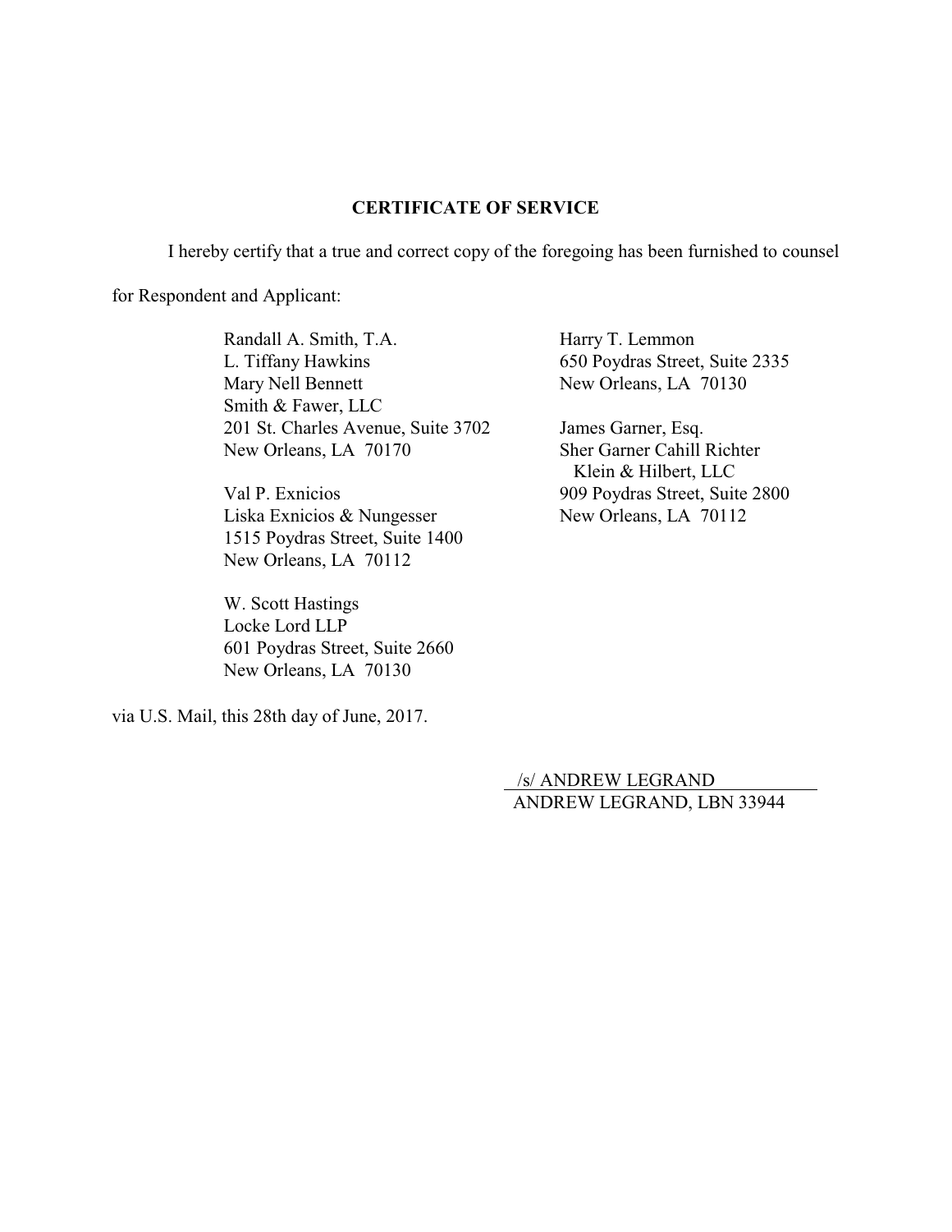**CERTIFICATE OF SERVICE**

I hereby certify that a true and correct copy of the foregoing has been furnished to counsel for Respondent and Applicant:

Randall A. Smith, T.A.
L. Tiffany Hawkins
Mary Nell Bennett
Smith & Fawer, LLC
201 St. Charles Avenue, Suite 3702
New Orleans, LA 70170

Val P. Exnicios
Liska Exnicios & Nungesser
1515 Poydras Street, Suite 1400
New Orleans, LA 70112

W. Scott Hastings
Locke Lord LLP
601 Poydras Street, Suite 2660
New Orleans, LA 70130

Harry T. Lemmon
650 Poydras Street, Suite 2335
New Orleans, LA 70130

James Garner, Esq.
Sher Garner Cahill Richter
Klein & Hilbert, LLC
909 Poydras Street, Suite 2800
New Orleans, LA 70112

via U.S. Mail, this 28th day of June, 2017.

/s/ ANDREW LEGRAND
ANDREW LEGRAND, LBN 33944